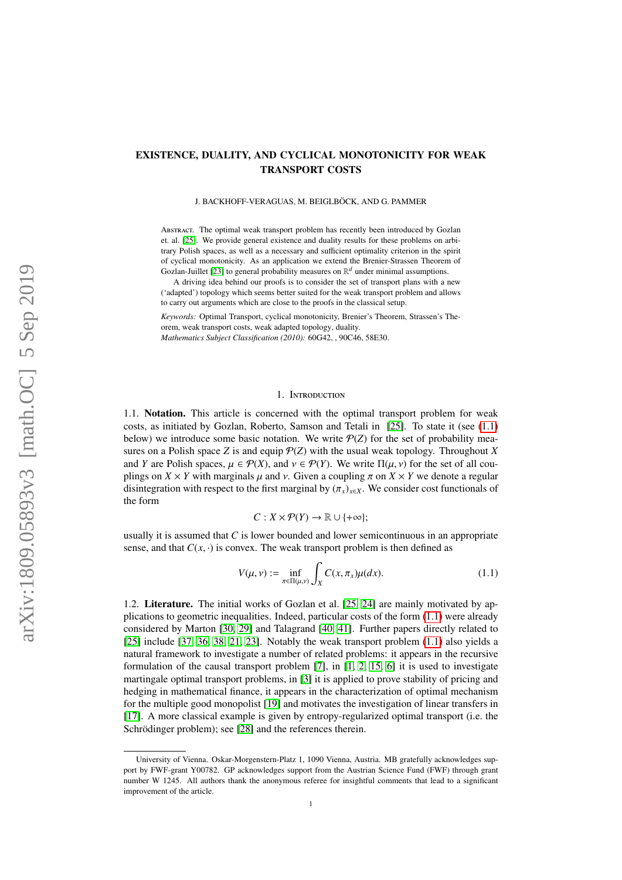# EXISTENCE, DUALITY, AND CYCLICAL MONOTONICITY FOR WEAK TRANSPORT COSTS

J. BACKHOFF-VERAGUAS, M. BEIGLBÖCK, AND G. PAMMER

Abstract. The optimal weak transport problem has recently been introduced by Gozlan et. al. [25]. We provide general existence and duality results for these problems on arbitrary Polish spaces, as well as a necessary and sufficient optimality criterion in the spirit of cyclical monotonicity. As an application we extend the Brenier-Strassen Theorem of Gozlan-Juillet [23] to general probability measures on $\mathbb{R}^d$ under minimal assumptions.

A driving idea behind our proofs is to consider the set of transport plans with a new ('adapted') topology which seems better suited for the weak transport problem and allows to carry out arguments which are close to the proofs in the classical setup.

*Keywords:* Optimal Transport, cyclical monotonicity, Brenier's Theorem, Strassen's Theorem, weak transport costs, weak adapted topology, duality.
*Mathematics Subject Classification (2010):* 60G42, , 90C46, 58E30.

## 1. Introduction

1.1. **Notation.** This article is concerned with the optimal transport problem for weak costs, as initiated by Gozlan, Roberto, Samson and Tetali in [25]. To state it (see (1.1) below) we introduce some basic notation. We write $\mathcal{P}(Z)$ for the set of probability measures on a Polish space $Z$ is and equip $\mathcal{P}(Z)$ with the usual weak topology. Throughout $X$ and $Y$ are Polish spaces, $\mu \in \mathcal{P}(X)$, and $\nu \in \mathcal{P}(Y)$. We write $\Pi(\mu, \nu)$ for the set of all couplings on $X \times Y$ with marginals $\mu$ and $\nu$. Given a coupling $\pi$ on $X \times Y$ we denote a regular disintegration with respect to the first marginal by $(\pi_x)_{x\in X}$. We consider cost functionals of the form

$$C : X \times \mathcal{P}(Y) \to \mathbb{R} \cup \{+\infty\};$$

usually it is assumed that $C$ is lower bounded and lower semicontinuous in an appropriate sense, and that $C(x, \cdot)$ is convex. The weak transport problem is then defined as

$$V(\mu, \nu) := \inf_{\pi\in\Pi(\mu,\nu)} \int_X C(x, \pi_x)\mu(dx). \tag{1.1}$$

1.2. **Literature.** The initial works of Gozlan et al. [25, 24] are mainly motivated by applications to geometric inequalities. Indeed, particular costs of the form (1.1) were already considered by Marton [30, 29] and Talagrand [40, 41]. Further papers directly related to [25] include [37, 36, 38, 21, 23]. Notably the weak transport problem (1.1) also yields a natural framework to investigate a number of related problems: it appears in the recursive formulation of the causal transport problem [7], in [1, 2, 15, 6] it is used to investigate martingale optimal transport problems, in [3] it is applied to prove stability of pricing and hedging in mathematical finance, it appears in the characterization of optimal mechanism for the multiple good monopolist [19] and motivates the investigation of linear transfers in [17]. A more classical example is given by entropy-regularized optimal transport (i.e. the Schrödinger problem); see [28] and the references therein.

University of Vienna. Oskar-Morgenstern-Platz 1, 1090 Vienna, Austria. MB gratefully acknowledges support by FWF-grant Y00782. GP acknowledges support from the Austrian Science Fund (FWF) through grant number W 1245. All authors thank the anonymous referee for insightful comments that lead to a significant improvement of the article.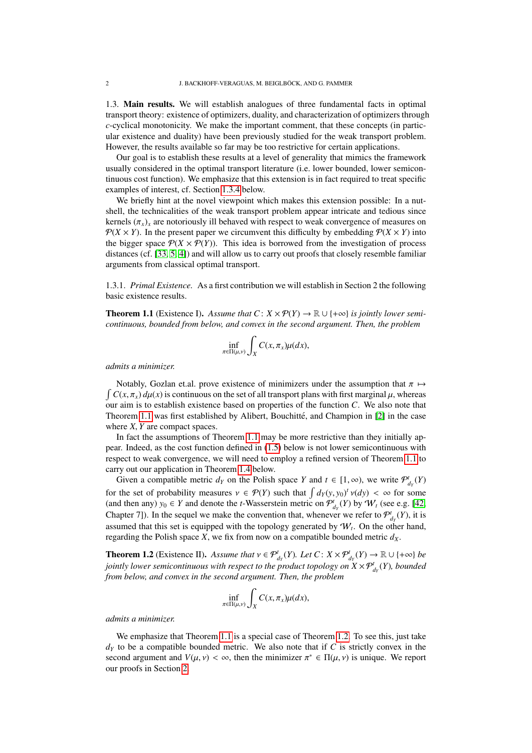### 1.3. **Main results.**

We will establish analogues of three fundamental facts in optimal transport theory: existence of optimizers, duality, and characterization of optimizers through $c$-cyclical monotonicity. We make the important comment, that these concepts (in particular existence and duality) have been previously studied for the weak transport problem. However, the results available so far may be too restrictive for certain applications.

Our goal is to establish these results at a level of generality that mimics the framework usually considered in the optimal transport literature (i.e. lower bounded, lower semicontinuous cost function). We emphasize that this extension is in fact required to treat specific examples of interest, cf. Section 1.3.4 below.

We briefly hint at the novel viewpoint which makes this extension possible: In a nutshell, the technicalities of the weak transport problem appear intricate and tedious since kernels $(\pi_x)_x$ are notoriously ill behaved with respect to weak convergence of measures on $\mathcal{P}(X \times Y)$. In the present paper we circumvent this difficulty by embedding $\mathcal{P}(X \times Y)$ into the bigger space $\mathcal{P}(X \times \mathcal{P}(Y))$. This idea is borrowed from the investigation of process distances (cf. [33, 5, 4]) and will allow us to carry out proofs that closely resemble familiar arguments from classical optimal transport.

#### 1.3.1. *Primal Existence.*

As a first contribution we will establish in Section 2 the following basic existence results.

**Theorem 1.1** (Existence I). *Assume that $C\colon X \times \mathcal{P}(Y) \to \mathbb{R} \cup \{+\infty\}$ is jointly lower semicontinuous, bounded from below, and convex in the second argument. Then, the problem*

$$\inf_{\pi \in \Pi(\mu,\nu)} \int_X C(x, \pi_x)\mu(dx),$$

*admits a minimizer.*

Notably, Gozlan et.al. prove existence of minimizers under the assumption that $\pi \mapsto \int C(x, \pi_x)\, d\mu(x)$ is continuous on the set of all transport plans with first marginal $\mu$, whereas our aim is to establish existence based on properties of the function $C$. We also note that Theorem 1.1 was first established by Alibert, Bouchitté, and Champion in [2] in the case where $X, Y$ are compact spaces.

In fact the assumptions of Theorem 1.1 may be more restrictive than they initially appear. Indeed, as the cost function defined in (1.5) below is not lower semicontinuous with respect to weak convergence, we will need to employ a refined version of Theorem 1.1 to carry out our application in Theorem 1.4 below.

Given a compatible metric $d_Y$ on the Polish space $Y$ and $t \in [1, \infty)$, we write $\mathcal{P}^t_{d_Y}(Y)$ for the set of probability measures $\nu \in \mathcal{P}(Y)$ such that $\int d_Y(y, y_0)^t\, \nu(dy) < \infty$ for some (and then any) $y_0 \in Y$ and denote the $t$-Wasserstein metric on $\mathcal{P}^t_{d_Y}(Y)$ by $\mathcal{W}_t$ (see e.g. [42, Chapter 7]). In the sequel we make the convention that, whenever we refer to $\mathcal{P}^t_{d_Y}(Y)$, it is assumed that this set is equipped with the topology generated by $\mathcal{W}_t$. On the other hand, regarding the Polish space $X$, we fix from now on a compatible bounded metric $d_X$.

**Theorem 1.2** (Existence II). *Assume that $\nu \in \mathcal{P}^t_{d_Y}(Y)$. Let $C\colon X \times \mathcal{P}^t_{d_Y}(Y) \to \mathbb{R} \cup \{+\infty\}$ be jointly lower semicontinuous with respect to the product topology on $X \times \mathcal{P}^t_{d_Y}(Y)$, bounded from below, and convex in the second argument. Then, the problem*

$$\inf_{\pi \in \Pi(\mu,\nu)} \int_X C(x, \pi_x)\mu(dx),$$

*admits a minimizer.*

We emphasize that Theorem 1.1 is a special case of Theorem 1.2. To see this, just take $d_Y$ to be a compatible bounded metric. We also note that if $C$ is strictly convex in the second argument and $V(\mu, \nu) < \infty$, then the minimizer $\pi^* \in \Pi(\mu, \nu)$ is unique. We report our proofs in Section 2.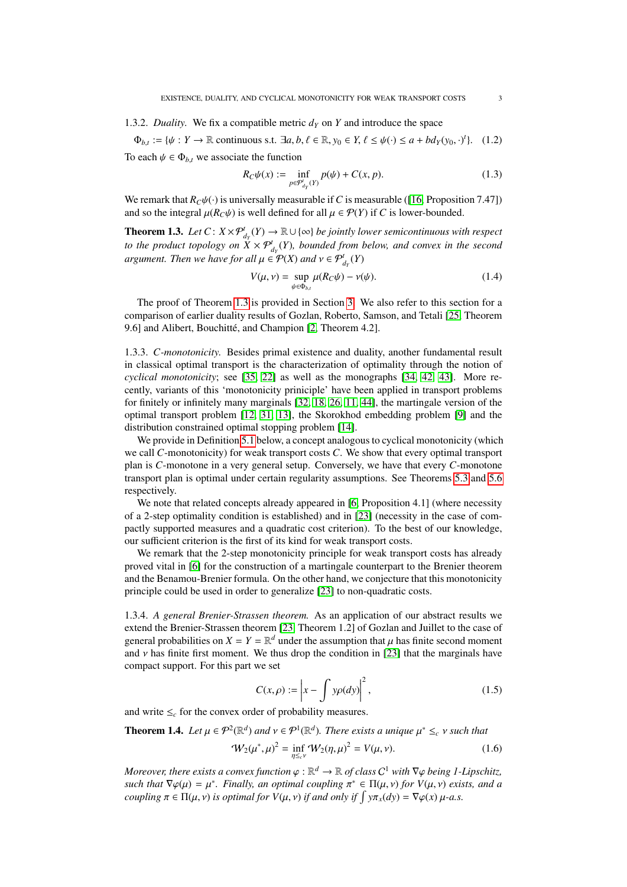1.3.2. *Duality.* We fix a compatible metric $d_Y$ on $Y$ and introduce the space

$$\Phi_{b,t} := \{\psi : Y \to \mathbb{R} \text{ continuous s.t. } \exists a, b, \ell \in \mathbb{R}, y_0 \in Y, \ell \le \psi(\cdot) \le a + b d_Y(y_0, \cdot)^t\}. \quad (1.2)$$

To each $\psi \in \Phi_{b,t}$ we associate the function

$$R_C\psi(x) := \inf_{p \in \mathcal{P}^t_{d_Y}(Y)} p(\psi) + C(x, p). \quad (1.3)$$

We remark that $R_C\psi(\cdot)$ is universally measurable if $C$ is measurable ([16, Proposition 7.47]) and so the integral $\mu(R_C\psi)$ is well defined for all $\mu \in \mathcal{P}(Y)$ if $C$ is lower-bounded.

**Theorem 1.3.** *Let $C : X \times \mathcal{P}^t_{d_Y}(Y) \to \mathbb{R} \cup \{\infty\}$ be jointly lower semicontinuous with respect to the product topology on $X \times \mathcal{P}^t_{d_Y}(Y)$, bounded from below, and convex in the second argument. Then we have for all $\mu \in \mathcal{P}(X)$ and $\nu \in \mathcal{P}^t_{d_Y}(Y)$*

$$V(\mu, \nu) = \sup_{\psi \in \Phi_{b,t}} \mu(R_C\psi) - \nu(\psi). \quad (1.4)$$

The proof of Theorem 1.3 is provided in Section 3. We also refer to this section for a comparison of earlier duality results of Gozlan, Roberto, Samson, and Tetali [25, Theorem 9.6] and Alibert, Bouchitté, and Champion [2, Theorem 4.2].

1.3.3. *C-monotonicity.* Besides primal existence and duality, another fundamental result in classical optimal transport is the characterization of optimality through the notion of *cyclical monotonicity*; see [35, 22] as well as the monographs [34, 42, 43]. More recently, variants of this 'monotonicity priniciple' have been applied in transport problems for finitely or infinitely many marginals [32, 18, 26, 11, 44], the martingale version of the optimal transport problem [12, 31, 13], the Skorokhod embedding problem [9] and the distribution constrained optimal stopping problem [14].

We provide in Definition 5.1 below, a concept analogous to cyclical monotonicity (which we call $C$-monotonicity) for weak transport costs $C$. We show that every optimal transport plan is $C$-monotone in a very general setup. Conversely, we have that every $C$-monotone transport plan is optimal under certain regularity assumptions. See Theorems 5.3 and 5.6 respectively.

We note that related concepts already appeared in [6, Proposition 4.1] (where necessity of a 2-step optimality condition is established) and in [23] (necessity in the case of compactly supported measures and a quadratic cost criterion). To the best of our knowledge, our sufficient criterion is the first of its kind for weak transport costs.

We remark that the 2-step monotonicity principle for weak transport costs has already proved vital in [6] for the construction of a martingale counterpart to the Brenier theorem and the Benamou-Brenier formula. On the other hand, we conjecture that this monotonicity principle could be used in order to generalize [23] to non-quadratic costs.

1.3.4. *A general Brenier-Strassen theorem.* As an application of our abstract results we extend the Brenier-Strassen theorem [23, Theorem 1.2] of Gozlan and Juillet to the case of general probabilities on $X = Y = \mathbb{R}^d$ under the assumption that $\mu$ has finite second moment and $\nu$ has finite first moment. We thus drop the condition in [23] that the marginals have compact support. For this part we set

$$C(x, \rho) := \left| x - \int y \rho(dy) \right|^2, \quad (1.5)$$

and write $\le_c$ for the convex order of probability measures.

**Theorem 1.4.** *Let $\mu \in \mathcal{P}^2(\mathbb{R}^d)$ and $\nu \in \mathcal{P}^1(\mathbb{R}^d)$. There exists a unique $\mu^* \le_c \nu$ such that*

$$\mathcal{W}_2(\mu^*, \mu)^2 = \inf_{\eta \le_c \nu} \mathcal{W}_2(\eta, \mu)^2 = V(\mu, \nu). \quad (1.6)$$

*Moreover, there exists a convex function $\varphi : \mathbb{R}^d \to \mathbb{R}$ of class $C^1$ with $\nabla\varphi$ being 1-Lipschitz, such that $\nabla\varphi(\mu) = \mu^*$. Finally, an optimal coupling $\pi^* \in \Pi(\mu, \nu)$ for $V(\mu, \nu)$ exists, and a coupling $\pi \in \Pi(\mu, \nu)$ is optimal for $V(\mu, \nu)$ if and only if $\int y \pi_x(dy) = \nabla\varphi(x)$ $\mu$-a.s.*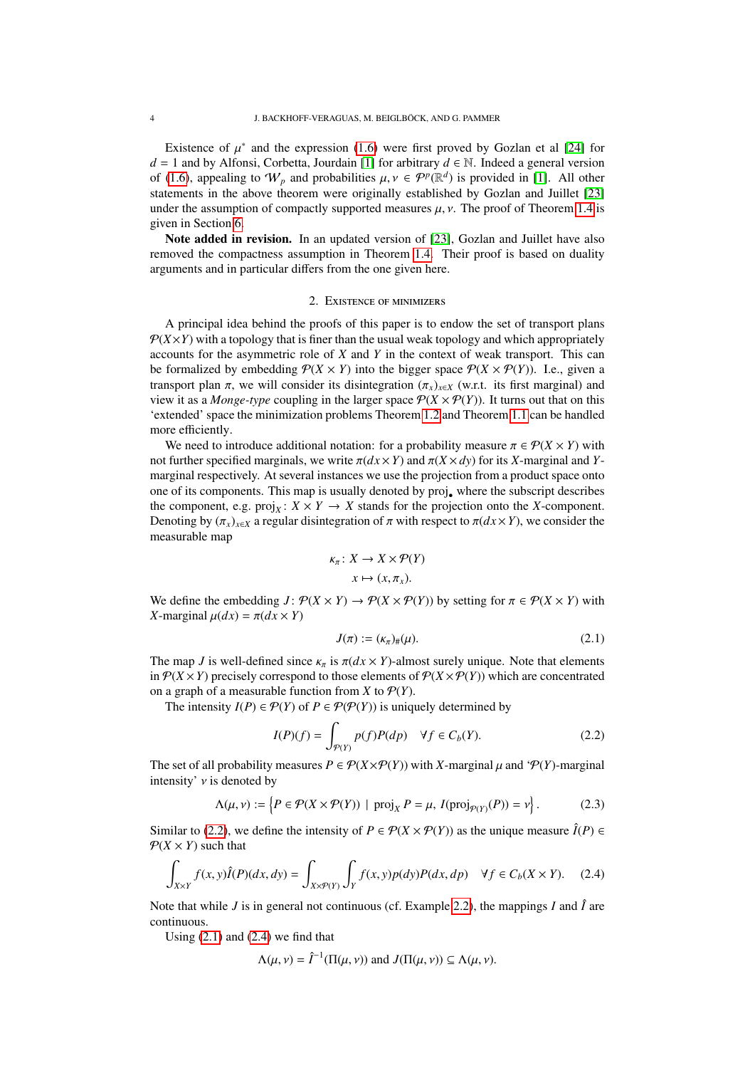Existence of $\mu^*$ and the expression (1.6) were first proved by Gozlan et al [24] for $d = 1$ and by Alfonsi, Corbetta, Jourdain [1] for arbitrary $d \in \mathbb{N}$. Indeed a general version of (1.6), appealing to $\mathcal{W}_p$ and probabilities $\mu, \nu \in \mathcal{P}^p(\mathbb{R}^d)$ is provided in [1]. All other statements in the above theorem were originally established by Gozlan and Juillet [23] under the assumption of compactly supported measures $\mu, \nu$. The proof of Theorem 1.4 is given in Section 6.

**Note added in revision.** In an updated version of [23], Gozlan and Juillet have also removed the compactness assumption in Theorem 1.4. Their proof is based on duality arguments and in particular differs from the one given here.

## 2. Existence of minimizers

A principal idea behind the proofs of this paper is to endow the set of transport plans $\mathcal{P}(X \times Y)$ with a topology that is finer than the usual weak topology and which appropriately accounts for the asymmetric role of $X$ and $Y$ in the context of weak transport. This can be formalized by embedding $\mathcal{P}(X \times Y)$ into the bigger space $\mathcal{P}(X \times \mathcal{P}(Y))$. I.e., given a transport plan $\pi$, we will consider its disintegration $(\pi_x)_{x \in X}$ (w.r.t. its first marginal) and view it as a *Monge-type* coupling in the larger space $\mathcal{P}(X \times \mathcal{P}(Y))$. It turns out that on this 'extended' space the minimization problems Theorem 1.2 and Theorem 1.1 can be handled more efficiently.

We need to introduce additional notation: for a probability measure $\pi \in \mathcal{P}(X \times Y)$ with not further specified marginals, we write $\pi(dx \times Y)$ and $\pi(X \times dy)$ for its $X$-marginal and $Y$-marginal respectively. At several instances we use the projection from a product space onto one of its components. This map is usually denoted by $\mathrm{proj}_\bullet$ where the subscript describes the component, e.g. $\mathrm{proj}_X \colon X \times Y \to X$ stands for the projection onto the $X$-component. Denoting by $(\pi_x)_{x \in X}$ a regular disintegration of $\pi$ with respect to $\pi(dx \times Y)$, we consider the measurable map

$$
\begin{aligned}
\kappa_\pi \colon X &\to X \times \mathcal{P}(Y) \\
x &\mapsto (x, \pi_x).
\end{aligned}
$$

We define the embedding $J \colon \mathcal{P}(X \times Y) \to \mathcal{P}(X \times \mathcal{P}(Y))$ by setting for $\pi \in \mathcal{P}(X \times Y)$ with $X$-marginal $\mu(dx) = \pi(dx \times Y)$

$$
J(\pi) := (\kappa_\pi)_\#(\mu). \tag{2.1}
$$

The map $J$ is well-defined since $\kappa_\pi$ is $\pi(dx \times Y)$-almost surely unique. Note that elements in $\mathcal{P}(X \times Y)$ precisely correspond to those elements of $\mathcal{P}(X \times \mathcal{P}(Y))$ which are concentrated on a graph of a measurable function from $X$ to $\mathcal{P}(Y)$.

The intensity $I(P) \in \mathcal{P}(Y)$ of $P \in \mathcal{P}(\mathcal{P}(Y))$ is uniquely determined by

$$
I(P)(f) = \int_{\mathcal{P}(Y)} p(f) P(dp) \quad \forall f \in C_b(Y). \tag{2.2}
$$

The set of all probability measures $P \in \mathcal{P}(X \times \mathcal{P}(Y))$ with $X$-marginal $\mu$ and '$\mathcal{P}(Y)$-marginal intensity' $\nu$ is denoted by

$$
\Lambda(\mu, \nu) := \left\{ P \in \mathcal{P}(X \times \mathcal{P}(Y)) \mid \mathrm{proj}_X P = \mu,\ I(\mathrm{proj}_{\mathcal{P}(Y)}(P)) = \nu \right\}. \tag{2.3}
$$

Similar to (2.2), we define the intensity of $P \in \mathcal{P}(X \times \mathcal{P}(Y))$ as the unique measure $\hat{I}(P) \in \mathcal{P}(X \times Y)$ such that

$$
\int_{X \times Y} f(x, y) \hat{I}(P)(dx, dy) = \int_{X \times \mathcal{P}(Y)} \int_Y f(x, y) p(dy) P(dx, dp) \quad \forall f \in C_b(X \times Y). \tag{2.4}
$$

Note that while $J$ is in general not continuous (cf. Example 2.2), the mappings $I$ and $\hat{I}$ are continuous.

Using (2.1) and (2.4) we find that

$$
\Lambda(\mu, \nu) = \hat{I}^{-1}(\Pi(\mu, \nu)) \text{ and } J(\Pi(\mu, \nu)) \subseteq \Lambda(\mu, \nu).
$$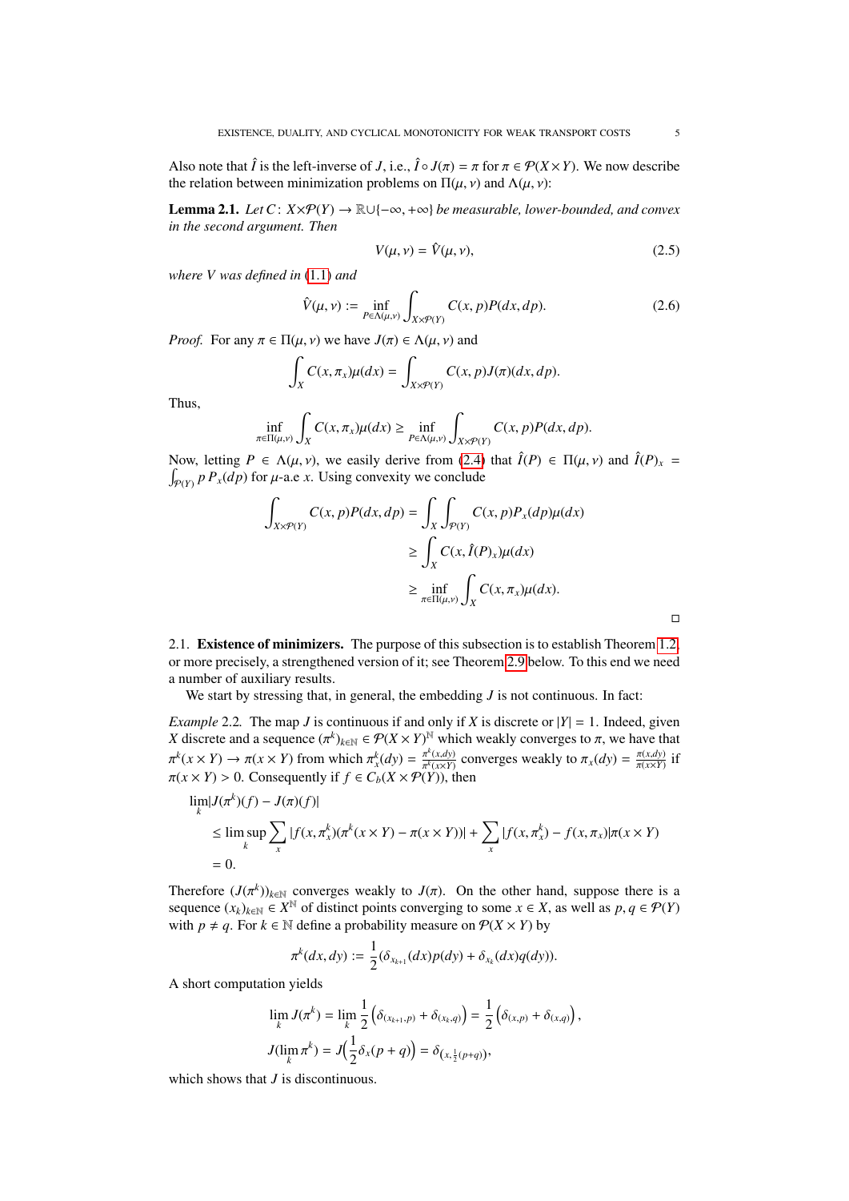Also note that $\hat{I}$ is the left-inverse of $J$, i.e., $\hat{I} \circ J(\pi) = \pi$ for $\pi \in \mathcal{P}(X \times Y)$. We now describe the relation between minimization problems on $\Pi(\mu, \nu)$ and $\Lambda(\mu, \nu)$:

**Lemma 2.1.** *Let $C: X \times \mathcal{P}(Y) \to \mathbb{R} \cup \{-\infty, +\infty\}$ be measurable, lower-bounded, and convex in the second argument. Then*

$$V(\mu, \nu) = \hat{V}(\mu, \nu), \tag{2.5}$$

*where $V$ was defined in (1.1) and*

$$\hat{V}(\mu, \nu) := \inf_{P \in \Lambda(\mu, \nu)} \int_{X \times \mathcal{P}(Y)} C(x, p) P(dx, dp). \tag{2.6}$$

*Proof.* For any $\pi \in \Pi(\mu, \nu)$ we have $J(\pi) \in \Lambda(\mu, \nu)$ and

$$\int_X C(x, \pi_x) \mu(dx) = \int_{X \times \mathcal{P}(Y)} C(x, p) J(\pi)(dx, dp).$$

Thus,

$$\inf_{\pi \in \Pi(\mu, \nu)} \int_X C(x, \pi_x) \mu(dx) \geq \inf_{P \in \Lambda(\mu, \nu)} \int_{X \times \mathcal{P}(Y)} C(x, p) P(dx, dp).$$

Now, letting $P \in \Lambda(\mu, \nu)$, we easily derive from (2.4) that $\hat{I}(P) \in \Pi(\mu, \nu)$ and $\hat{I}(P)_x = \int_{\mathcal{P}(Y)} p \, P_x(dp)$ for $\mu$-a.e $x$. Using convexity we conclude

$$\begin{aligned}
\int_{X \times \mathcal{P}(Y)} C(x, p) P(dx, dp) &= \int_X \int_{\mathcal{P}(Y)} C(x, p) P_x(dp) \mu(dx) \\
&\geq \int_X C(x, \hat{I}(P)_x) \mu(dx) \\
&\geq \inf_{\pi \in \Pi(\mu, \nu)} \int_X C(x, \pi_x) \mu(dx).
\end{aligned}$$

□

## 2.1. Existence of minimizers.

The purpose of this subsection is to establish Theorem 1.2, or more precisely, a strengthened version of it; see Theorem 2.9 below. To this end we need a number of auxiliary results.

We start by stressing that, in general, the embedding $J$ is not continuous. In fact:

*Example* 2.2. The map $J$ is continuous if and only if $X$ is discrete or $|Y| = 1$. Indeed, given $X$ discrete and a sequence $(\pi^k)_{k \in \mathbb{N}} \in \mathcal{P}(X \times Y)^{\mathbb{N}}$ which weakly converges to $\pi$, we have that $\pi^k(x \times Y) \to \pi(x \times Y)$ from which $\pi^k_x(dy) = \frac{\pi^k(x, dy)}{\pi^k(x \times Y)}$ converges weakly to $\pi_x(dy) = \frac{\pi(x, dy)}{\pi(x \times Y)}$ if $\pi(x \times Y) > 0$. Consequently if $f \in C_b(X \times \mathcal{P}(Y))$, then

$$\begin{aligned}
&\lim_k |J(\pi^k)(f) - J(\pi)(f)| \\
&\leq \limsup_k \sum_x |f(x, \pi^k_x)(\pi^k(x \times Y) - \pi(x \times Y))| + \sum_x |f(x, \pi^k_x) - f(x, \pi_x)| \pi(x \times Y) \\
&= 0.
\end{aligned}$$

Therefore $(J(\pi^k))_{k \in \mathbb{N}}$ converges weakly to $J(\pi)$. On the other hand, suppose there is a sequence $(x_k)_{k \in \mathbb{N}} \in X^{\mathbb{N}}$ of distinct points converging to some $x \in X$, as well as $p, q \in \mathcal{P}(Y)$ with $p \neq q$. For $k \in \mathbb{N}$ define a probability measure on $\mathcal{P}(X \times Y)$ by

$$\pi^k(dx, dy) := \frac{1}{2}(\delta_{x_{k+1}}(dx) p(dy) + \delta_{x_k}(dx) q(dy)).$$

A short computation yields

$$\begin{aligned}
\lim_k J(\pi^k) &= \lim_k \frac{1}{2}\left(\delta_{(x_{k+1}, p)} + \delta_{(x_k, q)}\right) = \frac{1}{2}\left(\delta_{(x, p)} + \delta_{(x, q)}\right), \\
J(\lim_k \pi^k) &= J\Big(\frac{1}{2}\delta_x(p + q)\Big) = \delta_{(x, \frac{1}{2}(p+q))},
\end{aligned}$$

which shows that $J$ is discontinuous.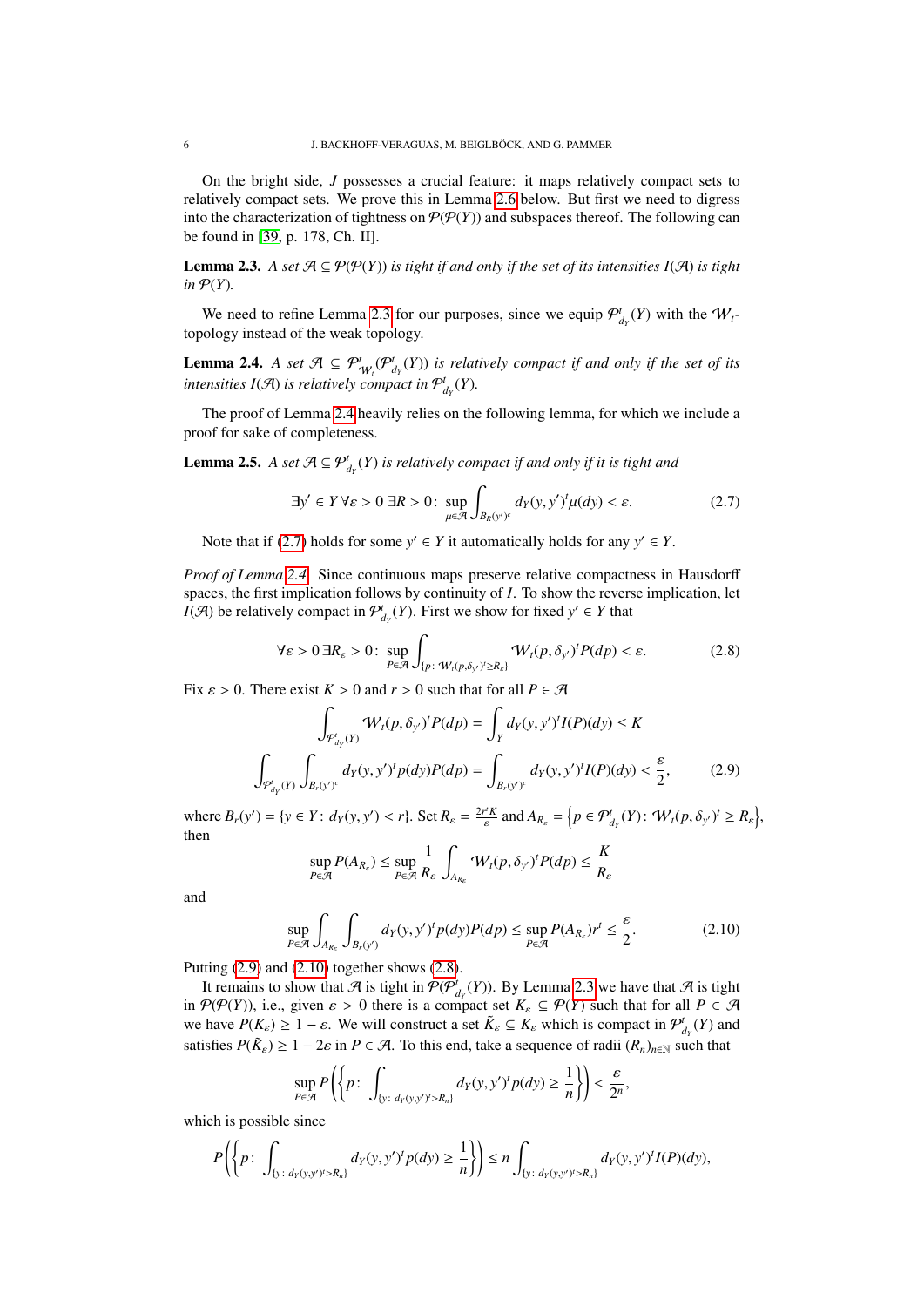On the bright side, $J$ possesses a crucial feature: it maps relatively compact sets to relatively compact sets. We prove this in Lemma 2.6 below. But first we need to digress into the characterization of tightness on $\mathcal{P}(\mathcal{P}(Y))$ and subspaces thereof. The following can be found in [39, p. 178, Ch. II].

**Lemma 2.3.** *A set $\mathcal{A} \subseteq \mathcal{P}(\mathcal{P}(Y))$ is tight if and only if the set of its intensities $I(\mathcal{A})$ is tight in $\mathcal{P}(Y)$.*

We need to refine Lemma 2.3 for our purposes, since we equip $\mathcal{P}^t_{d_Y}(Y)$ with the $\mathcal{W}_t$-topology instead of the weak topology.

**Lemma 2.4.** *A set $\mathcal{A} \subseteq \mathcal{P}^t_{\mathcal{W}_t}(\mathcal{P}^t_{d_Y}(Y))$ is relatively compact if and only if the set of its intensities $I(\mathcal{A})$ is relatively compact in $\mathcal{P}^t_{d_Y}(Y)$.*

The proof of Lemma 2.4 heavily relies on the following lemma, for which we include a proof for sake of completeness.

**Lemma 2.5.** *A set $\mathcal{A} \subseteq \mathcal{P}^t_{d_Y}(Y)$ is relatively compact if and only if it is tight and*

$$\exists y' \in Y \, \forall \varepsilon > 0 \, \exists R > 0\colon \sup_{\mu \in \mathcal{A}} \int_{B_R(y')^c} d_Y(y, y')^t \mu(dy) < \varepsilon. \tag{2.7}$$

Note that if (2.7) holds for some $y' \in Y$ it automatically holds for any $y' \in Y$.

*Proof of Lemma 2.4.* Since continuous maps preserve relative compactness in Hausdorff spaces, the first implication follows by continuity of $I$. To show the reverse implication, let $I(\mathcal{A})$ be relatively compact in $\mathcal{P}^t_{d_Y}(Y)$. First we show for fixed $y' \in Y$ that

$$\forall \varepsilon > 0 \, \exists R_\varepsilon > 0\colon \sup_{P \in \mathcal{A}} \int_{\{p\colon \mathcal{W}_t(p, \delta_{y'})^t \geq R_\varepsilon\}} \mathcal{W}_t(p, \delta_{y'})^t P(dp) < \varepsilon. \tag{2.8}$$

Fix $\varepsilon > 0$. There exist $K > 0$ and $r > 0$ such that for all $P \in \mathcal{A}$

$$\int_{\mathcal{P}^t_{d_Y}(Y)} \mathcal{W}_t(p, \delta_{y'})^t P(dp) = \int_Y d_Y(y, y')^t I(P)(dy) \leq K$$

$$\int_{\mathcal{P}^t_{d_Y}(Y)} \int_{B_r(y')^c} d_Y(y, y')^t p(dy) P(dp) = \int_{B_r(y')^c} d_Y(y, y')^t I(P)(dy) < \frac{\varepsilon}{2}, \tag{2.9}$$

where $B_r(y') = \{y \in Y\colon d_Y(y, y') < r\}$. Set $R_\varepsilon = \frac{2r^t K}{\varepsilon}$ and $A_{R_\varepsilon} = \left\{p \in \mathcal{P}^t_{d_Y}(Y)\colon \mathcal{W}_t(p, \delta_{y'})^t \geq R_\varepsilon\right\}$, then

$$\sup_{P \in \mathcal{A}} P(A_{R_\varepsilon}) \leq \sup_{P \in \mathcal{A}} \frac{1}{R_\varepsilon} \int_{A_{R_\varepsilon}} \mathcal{W}_t(p, \delta_{y'})^t P(dp) \leq \frac{K}{R_\varepsilon}$$

and

$$\sup_{P \in \mathcal{A}} \int_{A_{R_\varepsilon}} \int_{B_r(y')} d_Y(y, y')^t p(dy) P(dp) \leq \sup_{P \in \mathcal{A}} P(A_{R_\varepsilon}) r^t \leq \frac{\varepsilon}{2}. \tag{2.10}$$

Putting (2.9) and (2.10) together shows (2.8).

It remains to show that $\mathcal{A}$ is tight in $\mathcal{P}(\mathcal{P}^t_{d_Y}(Y))$. By Lemma 2.3 we have that $\mathcal{A}$ is tight in $\mathcal{P}(\mathcal{P}(Y))$, i.e., given $\varepsilon > 0$ there is a compact set $K_\varepsilon \subseteq \mathcal{P}(Y)$ such that for all $P \in \mathcal{A}$ we have $P(K_\varepsilon) \geq 1 - \varepsilon$. We will construct a set $\tilde{K}_\varepsilon \subseteq K_\varepsilon$ which is compact in $\mathcal{P}^t_{d_Y}(Y)$ and satisfies $P(\tilde{K}_\varepsilon) \geq 1 - 2\varepsilon$ in $P \in \mathcal{A}$. To this end, take a sequence of radii $(R_n)_{n \in \mathbb{N}}$ such that

$$\sup_{P \in \mathcal{A}} P\left(\left\{p\colon \int_{\{y\colon d_Y(y, y')^t > R_n\}} d_Y(y, y')^t p(dy) \geq \frac{1}{n}\right\}\right) < \frac{\varepsilon}{2^n},$$

which is possible since

$$P\left(\left\{p\colon \int_{\{y\colon d_Y(y, y')^t > R_n\}} d_Y(y, y')^t p(dy) \geq \frac{1}{n}\right\}\right) \leq n \int_{\{y\colon d_Y(y, y')^t > R_n\}} d_Y(y, y')^t I(P)(dy),$$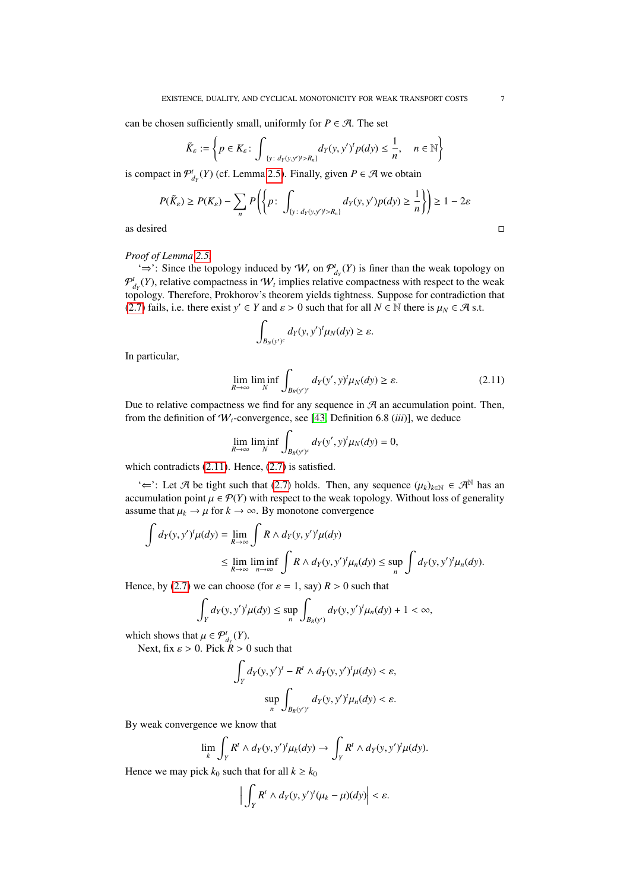can be chosen sufficiently small, uniformly for $P \in \mathcal{A}$. The set

$$\tilde{K}_\varepsilon := \left\{ p \in K_\varepsilon \colon \int_{\{y\colon d_Y(y,y')^t > R_n\}} d_Y(y,y')^t p(dy) \leq \frac{1}{n}, \quad n \in \mathbb{N} \right\}$$

is compact in $\mathcal{P}^t_{d_Y}(Y)$ (cf. Lemma 2.5). Finally, given $P \in \mathcal{A}$ we obtain

$$P(\tilde{K}_\varepsilon) \geq P(K_\varepsilon) - \sum_n P\left( \left\{ p\colon \int_{\{y\colon d_Y(y,y')^t > R_n\}} d_Y(y,y')p(dy) \geq \frac{1}{n} \right\} \right) \geq 1 - 2\varepsilon$$

as desired □

*Proof of Lemma 2.5.*

'⇒': Since the topology induced by $\mathcal{W}_t$ on $\mathcal{P}^t_{d_Y}(Y)$ is finer than the weak topology on $\mathcal{P}^t_{d_Y}(Y)$, relative compactness in $\mathcal{W}_t$ implies relative compactness with respect to the weak topology. Therefore, Prokhorov's theorem yields tightness. Suppose for contradiction that (2.7) fails, i.e. there exist $y' \in Y$ and $\varepsilon > 0$ such that for all $N \in \mathbb{N}$ there is $\mu_N \in \mathcal{A}$ s.t.

$$\int_{B_N(y')^c} d_Y(y,y')^t \mu_N(dy) \geq \varepsilon.$$

In particular,

$$\lim_{R\to\infty} \liminf_N \int_{B_R(y')^c} d_Y(y',y)^t \mu_N(dy) \geq \varepsilon. \tag{2.11}$$

Due to relative compactness we find for any sequence in $\mathcal{A}$ an accumulation point. Then, from the definition of $\mathcal{W}_t$-convergence, see [43, Definition 6.8 (*iii*)], we deduce

$$\lim_{R\to\infty} \liminf_N \int_{B_R(y')^c} d_Y(y',y)^t \mu_N(dy) = 0,$$

which contradicts (2.11). Hence, (2.7) is satisfied.

'⇐': Let $\mathcal{A}$ be tight such that (2.7) holds. Then, any sequence $(\mu_k)_{k\in\mathbb{N}} \in \mathcal{A}^\mathbb{N}$ has an accumulation point $\mu \in \mathcal{P}(Y)$ with respect to the weak topology. Without loss of generality assume that $\mu_k \to \mu$ for $k \to \infty$. By monotone convergence

$$\begin{aligned}
\int d_Y(y,y')^t \mu(dy) &= \lim_{R\to\infty} \int R \wedge d_Y(y,y')^t \mu(dy) \\
&\leq \lim_{R\to\infty} \liminf_{n\to\infty} \int R \wedge d_Y(y,y')^t \mu_n(dy) \leq \sup_n \int d_Y(y,y')^t \mu_n(dy).
\end{aligned}$$

Hence, by (2.7) we can choose (for $\varepsilon = 1$, say) $R > 0$ such that

$$\int_Y d_Y(y,y')^t \mu(dy) \leq \sup_n \int_{B_R(y')} d_Y(y,y')^t \mu_n(dy) + 1 < \infty,$$

which shows that $\mu \in \mathcal{P}^t_{d_Y}(Y)$.

Next, fix $\varepsilon > 0$. Pick $R > 0$ such that

$$\int_Y d_Y(y,y')^t - R^t \wedge d_Y(y,y')^t \mu(dy) < \varepsilon,$$

$$\sup_n \int_{B_R(y')^c} d_Y(y,y')^t \mu_n(dy) < \varepsilon.$$

By weak convergence we know that

$$\lim_k \int_Y R^t \wedge d_Y(y,y')^t \mu_k(dy) \to \int_Y R^t \wedge d_Y(y,y')^t \mu(dy).$$

Hence we may pick $k_0$ such that for all $k \geq k_0$

$$\left| \int_Y R^t \wedge d_Y(y,y')^t (\mu_k - \mu)(dy) \right| < \varepsilon.$$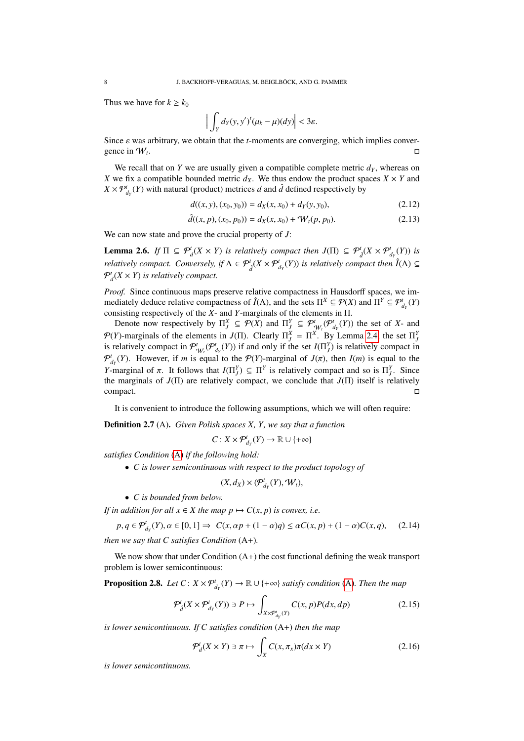Thus we have for $k \geq k_0$

$$\Big| \int_Y d_Y(y, y')^t (\mu_k - \mu)(dy) \Big| < 3\varepsilon.$$

Since $\varepsilon$ was arbitrary, we obtain that the $t$-moments are converging, which implies convergence in $\mathcal{W}_t$. □

We recall that on $Y$ we are usually given a compatible complete metric $d_Y$, whereas on $X$ we fix a compatible bounded metric $d_X$. We thus endow the product spaces $X \times Y$ and $X \times \mathcal{P}^t_{d_Y}(Y)$ with natural (product) metrices $d$ and $\hat{d}$ defined respectively by

$$d((x, y), (x_0, y_0)) = d_X(x, x_0) + d_Y(y, y_0), \tag{2.12}$$

$$\hat{d}((x, p), (x_0, p_0)) = d_X(x, x_0) + \mathcal{W}_t(p, p_0). \tag{2.13}$$

We can now state and prove the crucial property of $J$:

**Lemma 2.6.** *If $\Pi \subseteq \mathcal{P}^t_d(X \times Y)$ is relatively compact then $J(\Pi) \subseteq \mathcal{P}^t_{\hat{d}}(X \times \mathcal{P}^t_{d_Y}(Y))$ is relatively compact. Conversely, if $\Lambda \in \mathcal{P}^t_{\hat{d}}(X \times \mathcal{P}^t_{d_Y}(Y))$ is relatively compact then $\hat{I}(\Lambda) \subseteq \mathcal{P}^t_d(X \times Y)$ is relatively compact.*

*Proof.* Since continuous maps preserve relative compactness in Hausdorff spaces, we immediately deduce relative compactness of $\hat{I}(\Lambda)$, and the sets $\Pi^X \subseteq \mathcal{P}(X)$ and $\Pi^Y \subseteq \mathcal{P}^t_{d_Y}(Y)$ consisting respectively of the $X$- and $Y$-marginals of the elements in $\Pi$.

Denote now respectively by $\Pi^X_J \subseteq \mathcal{P}(X)$ and $\Pi^Y_J \subseteq \mathcal{P}^t_{\mathcal{W}_t}(\mathcal{P}^t_{d_Y}(Y))$ the set of $X$- and $\mathcal{P}(Y)$-marginals of the elements in $J(\Pi)$. Clearly $\Pi^X_J = \Pi^X$. By Lemma 2.4, the set $\Pi^Y_J$ is relatively compact in $\mathcal{P}^t_{\mathcal{W}_t}(\mathcal{P}^t_{d_Y}(Y))$ if and only if the set $I(\Pi^Y_J)$ is relatively compact in $\mathcal{P}^t_{d_Y}(Y)$. However, if $m$ is equal to the $\mathcal{P}(Y)$-marginal of $J(\pi)$, then $I(m)$ is equal to the $Y$-marginal of $\pi$. It follows that $I(\Pi^Y_J) \subseteq \Pi^Y$ is relatively compact and so is $\Pi^Y_J$. Since the marginals of $J(\Pi)$ are relatively compact, we conclude that $J(\Pi)$ itself is relatively compact. □

It is convenient to introduce the following assumptions, which we will often require:

**Definition 2.7** (A). *Given Polish spaces $X$, $Y$, we say that a function*

$$C \colon X \times \mathcal{P}^t_{d_Y}(Y) \to \mathbb{R} \cup \{+\infty\}$$

*satisfies Condition (A) if the following hold:*

- *$C$ is lower semicontinuous with respect to the product topology of*

$$(X, d_X) \times (\mathcal{P}^t_{d_Y}(Y), \mathcal{W}_t),$$

- *$C$ is bounded from below.*

*If in addition for all $x \in X$ the map $p \mapsto C(x, p)$ is convex, i.e.*

$$p, q \in \mathcal{P}^t_{d_Y}(Y), \alpha \in [0, 1] \Rightarrow \; C(x, \alpha p + (1 - \alpha)q) \leq \alpha C(x, p) + (1 - \alpha)C(x, q), \tag{2.14}$$

*then we say that $C$ satisfies Condition (A+).*

We now show that under Condition (A+) the cost functional defining the weak transport problem is lower semicontinuous:

**Proposition 2.8.** *Let $C \colon X \times \mathcal{P}^t_{d_Y}(Y) \to \mathbb{R} \cup \{+\infty\}$ satisfy condition (A). Then the map*

$$\mathcal{P}^t_{\hat{d}}(X \times \mathcal{P}^t_{d_Y}(Y)) \ni P \mapsto \int_{X \times \mathcal{P}^t_{d_Y}(Y)} C(x, p) P(dx, dp) \tag{2.15}$$

*is lower semicontinuous. If $C$ satisfies condition (A+) then the map*

$$\mathcal{P}^t_d(X \times Y) \ni \pi \mapsto \int_X C(x, \pi_x) \pi(dx \times Y) \tag{2.16}$$

*is lower semicontinuous.*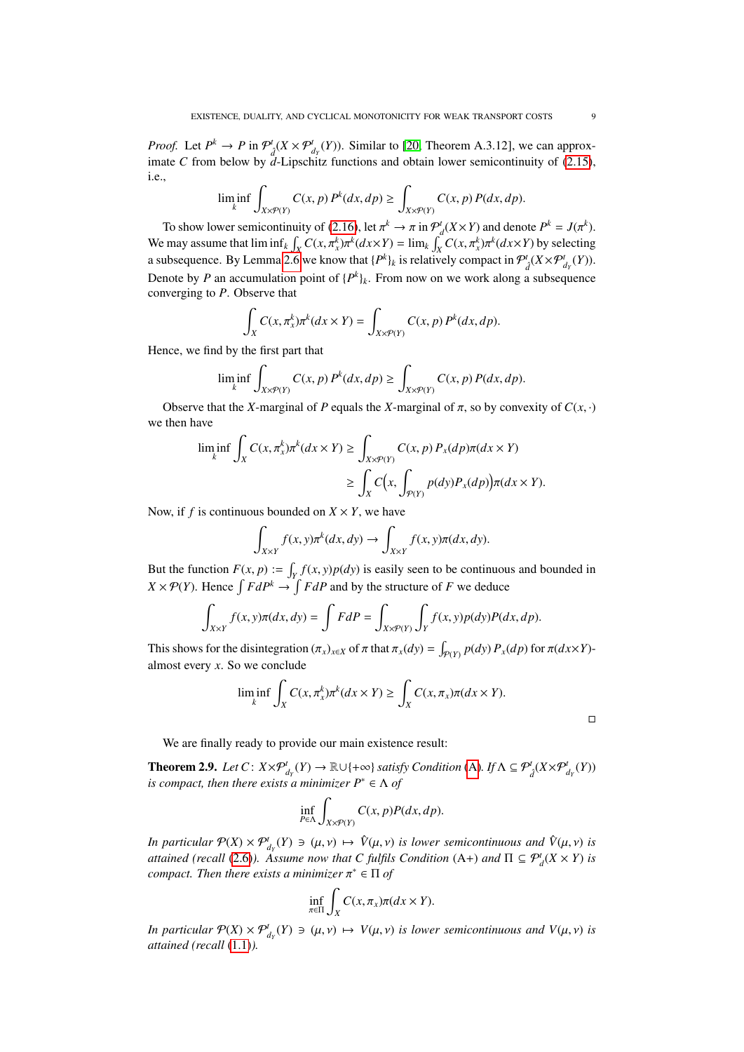*Proof.* Let $P^k \to P$ in $\mathcal{P}^t_{\hat{d}}(X \times \mathcal{P}^t_{d_Y}(Y))$. Similar to [20, Theorem A.3.12], we can approximate $C$ from below by $\hat{d}$-Lipschitz functions and obtain lower semicontinuity of (2.15), i.e.,

$$\liminf_k \int_{X\times\mathcal{P}(Y)} C(x,p)\, P^k(dx,dp) \geq \int_{X\times\mathcal{P}(Y)} C(x,p)\, P(dx,dp).$$

To show lower semicontinuity of (2.16), let $\pi^k \to \pi$ in $\mathcal{P}^t_d(X\times Y)$ and denote $P^k = J(\pi^k)$. We may assume that $\liminf_k \int_X C(x,\pi^k_x)\pi^k(dx\times Y) = \lim_k \int_X C(x,\pi^k_x)\pi^k(dx\times Y)$ by selecting a subsequence. By Lemma 2.6 we know that $\{P^k\}_k$ is relatively compact in $\mathcal{P}^t_{\hat{d}}(X\times\mathcal{P}^t_{d_Y}(Y))$. Denote by $P$ an accumulation point of $\{P^k\}_k$. From now on we work along a subsequence converging to $P$. Observe that

$$\int_X C(x,\pi^k_x)\pi^k(dx\times Y) = \int_{X\times\mathcal{P}(Y)} C(x,p)\, P^k(dx,dp).$$

Hence, we find by the first part that

$$\liminf_k \int_{X\times\mathcal{P}(Y)} C(x,p)\, P^k(dx,dp) \geq \int_{X\times\mathcal{P}(Y)} C(x,p)\, P(dx,dp).$$

Observe that the $X$-marginal of $P$ equals the $X$-marginal of $\pi$, so by convexity of $C(x,\cdot)$ we then have

$$\begin{aligned}\liminf_k \int_X C(x,\pi^k_x)\pi^k(dx\times Y) &\geq \int_{X\times\mathcal{P}(Y)} C(x,p)\, P_x(dp)\pi(dx\times Y) \\ &\geq \int_X C\Big(x, \int_{\mathcal{P}(Y)} p(dy)P_x(dp)\Big)\pi(dx\times Y).\end{aligned}$$

Now, if $f$ is continuous bounded on $X\times Y$, we have

$$\int_{X\times Y} f(x,y)\pi^k(dx,dy) \to \int_{X\times Y} f(x,y)\pi(dx,dy).$$

But the function $F(x,p) := \int_Y f(x,y)p(dy)$ is easily seen to be continuous and bounded in $X\times\mathcal{P}(Y)$. Hence $\int F dP^k \to \int F dP$ and by the structure of $F$ we deduce

$$\int_{X\times Y} f(x,y)\pi(dx,dy) = \int F dP = \int_{X\times\mathcal{P}(Y)}\int_Y f(x,y)p(dy)P(dx,dp).$$

This shows for the disintegration $(\pi_x)_{x\in X}$ of $\pi$ that $\pi_x(dy) = \int_{\mathcal{P}(Y)} p(dy)\, P_x(dp)$ for $\pi(dx\times Y)$-almost every $x$. So we conclude

$$\liminf_k \int_X C(x,\pi^k_x)\pi^k(dx\times Y) \geq \int_X C(x,\pi_x)\pi(dx\times Y).$$

□

We are finally ready to provide our main existence result:

**Theorem 2.9.** *Let $C\colon X\times\mathcal{P}^t_{d_Y}(Y) \to \mathbb{R}\cup\{+\infty\}$ satisfy Condition (A). If $\Lambda \subseteq \mathcal{P}^t_{\hat{d}}(X\times\mathcal{P}^t_{d_Y}(Y))$ is compact, then there exists a minimizer $P^* \in \Lambda$ of*

$$\inf_{P\in\Lambda} \int_{X\times\mathcal{P}(Y)} C(x,p)P(dx,dp).$$

*In particular $\mathcal{P}(X)\times\mathcal{P}^t_{d_Y}(Y) \ni (\mu,\nu) \mapsto \hat{V}(\mu,\nu)$ is lower semicontinuous and $\hat{V}(\mu,\nu)$ is attained (recall (2.6)). Assume now that $C$ fulfils Condition (A+) and $\Pi \subseteq \mathcal{P}^t_d(X\times Y)$ is compact. Then there exists a minimizer $\pi^* \in \Pi$ of*

$$\inf_{\pi\in\Pi} \int_X C(x,\pi_x)\pi(dx\times Y).$$

*In particular $\mathcal{P}(X)\times\mathcal{P}^t_{d_Y}(Y) \ni (\mu,\nu) \mapsto V(\mu,\nu)$ is lower semicontinuous and $V(\mu,\nu)$ is attained (recall (1.1)).*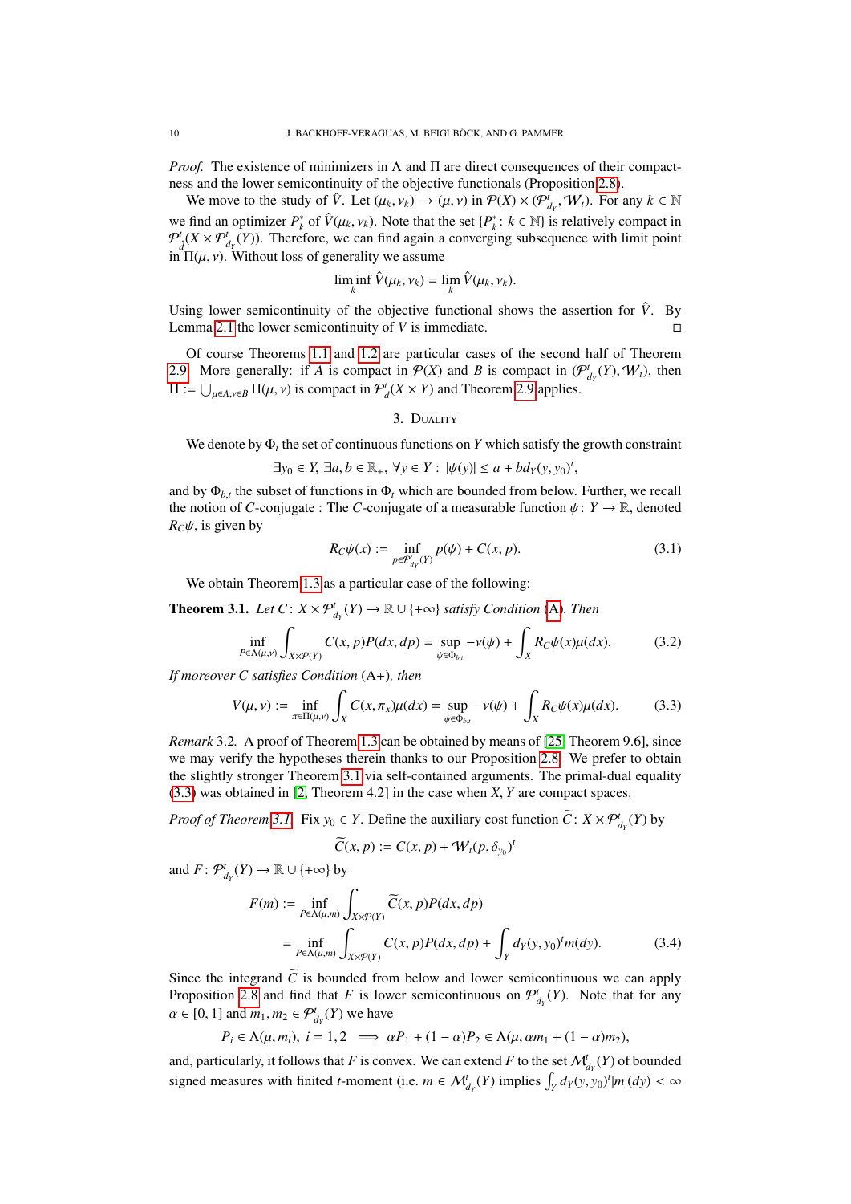*Proof.* The existence of minimizers in $\Lambda$ and $\Pi$ are direct consequences of their compactness and the lower semicontinuity of the objective functionals (Proposition 2.8).

We move to the study of $\hat{V}$. Let $(\mu_k, \nu_k) \to (\mu, \nu)$ in $\mathcal{P}(X) \times (\mathcal{P}^t_{d_Y}, \mathcal{W}_t)$. For any $k \in \mathbb{N}$ we find an optimizer $P^*_k$ of $\hat{V}(\mu_k, \nu_k)$. Note that the set $\{P^*_k : k \in \mathbb{N}\}$ is relatively compact in $\mathcal{P}^t_{\hat{d}}(X \times \mathcal{P}^t_{d_Y}(Y))$. Therefore, we can find again a converging subsequence with limit point in $\Pi(\mu, \nu)$. Without loss of generality we assume

$$\liminf_k \hat{V}(\mu_k, \nu_k) = \lim_k \hat{V}(\mu_k, \nu_k).$$

Using lower semicontinuity of the objective functional shows the assertion for $\hat{V}$. By Lemma 2.1 the lower semicontinuity of $V$ is immediate. □

Of course Theorems 1.1 and 1.2 are particular cases of the second half of Theorem 2.9. More generally: if $A$ is compact in $\mathcal{P}(X)$ and $B$ is compact in $(\mathcal{P}^t_{d_Y}(Y), \mathcal{W}_t)$, then $\Pi := \bigcup_{\mu \in A, \nu \in B} \Pi(\mu, \nu)$ is compact in $\mathcal{P}^t_d(X \times Y)$ and Theorem 2.9 applies.

## 3. Duality

We denote by $\Phi_t$ the set of continuous functions on $Y$ which satisfy the growth constraint

$$\exists y_0 \in Y, \exists a, b \in \mathbb{R}_+, \forall y \in Y : |\psi(y)| \le a + b d_Y(y, y_0)^t,$$

and by $\Phi_{b,t}$ the subset of functions in $\Phi_t$ which are bounded from below. Further, we recall the notion of $C$-conjugate : The $C$-conjugate of a measurable function $\psi : Y \to \mathbb{R}$, denoted $R_C\psi$, is given by

$$R_C\psi(x) := \inf_{p \in \mathcal{P}^t_{d_Y}(Y)} p(\psi) + C(x, p). \tag{3.1}$$

We obtain Theorem 1.3 as a particular case of the following:

**Theorem 3.1.** *Let $C : X \times \mathcal{P}^t_{d_Y}(Y) \to \mathbb{R} \cup \{+\infty\}$ satisfy Condition (A). Then*

$$\inf_{P \in \Lambda(\mu,\nu)} \int_{X \times \mathcal{P}(Y)} C(x, p) P(dx, dp) = \sup_{\psi \in \Phi_{b,t}} -\nu(\psi) + \int_X R_C\psi(x)\mu(dx). \tag{3.2}$$

*If moreover $C$ satisfies Condition (A+), then*

$$V(\mu, \nu) := \inf_{\pi \in \Pi(\mu,\nu)} \int_X C(x, \pi_x)\mu(dx) = \sup_{\psi \in \Phi_{b,t}} -\nu(\psi) + \int_X R_C\psi(x)\mu(dx). \tag{3.3}$$

*Remark* 3.2. A proof of Theorem 1.3 can be obtained by means of [25, Theorem 9.6], since we may verify the hypotheses therein thanks to our Proposition 2.8. We prefer to obtain the slightly stronger Theorem 3.1 via self-contained arguments. The primal-dual equality (3.3) was obtained in [2, Theorem 4.2] in the case when $X, Y$ are compact spaces.

*Proof of Theorem 3.1.* Fix $y_0 \in Y$. Define the auxiliary cost function $\widetilde{C} : X \times \mathcal{P}^t_{d_Y}(Y)$ by

$$\widetilde{C}(x, p) := C(x, p) + \mathcal{W}_t(p, \delta_{y_0})^t$$

and $F : \mathcal{P}^t_{d_Y}(Y) \to \mathbb{R} \cup \{+\infty\}$ by

$$\begin{aligned} F(m) &:= \inf_{P \in \Lambda(\mu,m)} \int_{X \times \mathcal{P}(Y)} \widetilde{C}(x, p) P(dx, dp) \\ &= \inf_{P \in \Lambda(\mu,m)} \int_{X \times \mathcal{P}(Y)} C(x, p) P(dx, dp) + \int_Y d_Y(y, y_0)^t m(dy). \end{aligned} \tag{3.4}$$

Since the integrand $\widetilde{C}$ is bounded from below and lower semicontinuous we can apply Proposition 2.8 and find that $F$ is lower semicontinuous on $\mathcal{P}^t_{d_Y}(Y)$. Note that for any $\alpha \in [0, 1]$ and $m_1, m_2 \in \mathcal{P}^t_{d_Y}(Y)$ we have

$$P_i \in \Lambda(\mu, m_i),\ i = 1, 2 \implies \alpha P_1 + (1 - \alpha) P_2 \in \Lambda(\mu, \alpha m_1 + (1 - \alpha) m_2),$$

and, particularly, it follows that $F$ is convex. We can extend $F$ to the set $\mathcal{M}^t_{d_Y}(Y)$ of bounded signed measures with finited $t$-moment (i.e. $m \in \mathcal{M}^t_{d_Y}(Y)$ implies $\int_Y d_Y(y, y_0)^t |m|(dy) < \infty$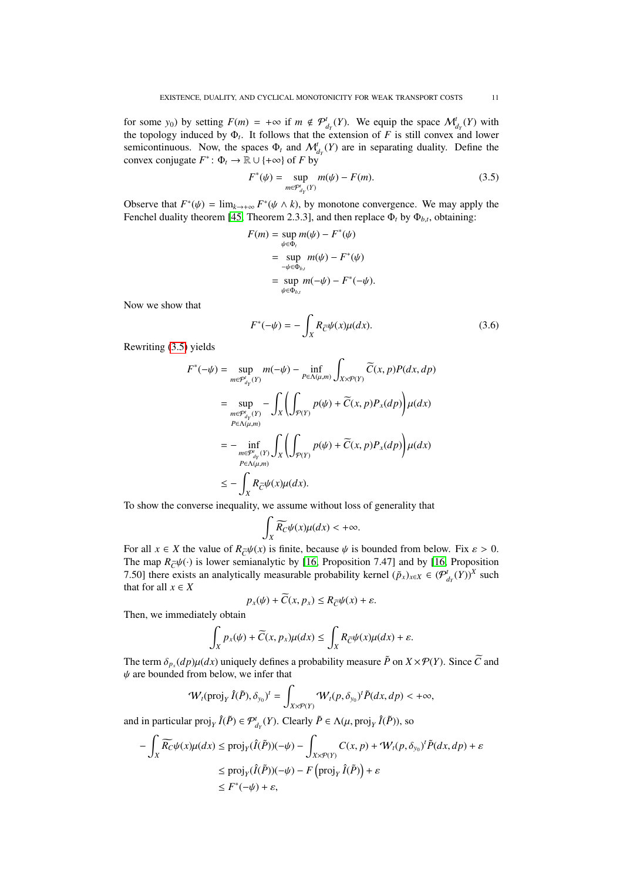for some $y_0$) by setting $F(m) = +\infty$ if $m \notin \mathcal{P}^t_{d_Y}(Y)$. We equip the space $\mathcal{M}^t_{d_Y}(Y)$ with the topology induced by $\Phi_t$. It follows that the extension of $F$ is still convex and lower semicontinuous. Now, the spaces $\Phi_t$ and $\mathcal{M}^t_{d_Y}(Y)$ are in separating duality. Define the convex conjugate $F^*\colon \Phi_t \to \mathbb{R} \cup \{+\infty\}$ of $F$ by

$$F^*(\psi) = \sup_{m \in \mathcal{P}^t_{d_Y}(Y)} m(\psi) - F(m). \tag{3.5}$$

Observe that $F^*(\psi) = \lim_{k \to +\infty} F^*(\psi \wedge k)$, by monotone convergence. We may apply the Fenchel duality theorem [45, Theorem 2.3.3], and then replace $\Phi_t$ by $\Phi_{b,t}$, obtaining:

$$\begin{aligned}
F(m) &= \sup_{\psi \in \Phi_t} m(\psi) - F^*(\psi) \\
&= \sup_{-\psi \in \Phi_{b,t}} m(\psi) - F^*(\psi) \\
&= \sup_{\psi \in \Phi_{b,t}} m(-\psi) - F^*(-\psi).
\end{aligned}$$

Now we show that

$$F^*(-\psi) = -\int_X R_{\widetilde{C}}\psi(x)\mu(dx). \tag{3.6}$$

Rewriting (3.5) yields

$$\begin{aligned}
F^*(-\psi) &= \sup_{m \in \mathcal{P}^t_{d_Y}(Y)} m(-\psi) - \inf_{P \in \Lambda(\mu,m)} \int_{X \times \mathcal{P}(Y)} \widetilde{C}(x,p)P(dx,dp) \\
&= \sup_{\substack{m \in \mathcal{P}^t_{d_Y}(Y) \\ P \in \Lambda(\mu,m)}} -\int_X \left( \int_{\mathcal{P}(Y)} p(\psi) + \widetilde{C}(x,p) P_x(dp) \right) \mu(dx) \\
&= -\inf_{\substack{m \in \mathcal{P}^t_{d_Y}(Y) \\ P \in \Lambda(\mu,m)}} \int_X \left( \int_{\mathcal{P}(Y)} p(\psi) + \widetilde{C}(x,p) P_x(dp) \right) \mu(dx) \\
&\leq -\int_X R_{\widetilde{C}}\psi(x)\mu(dx).
\end{aligned}$$

To show the converse inequality, we assume without loss of generality that

$$\int_X \widetilde{R_C}\psi(x)\mu(dx) < +\infty.$$

For all $x \in X$ the value of $R_{\widetilde{C}}\psi(x)$ is finite, because $\psi$ is bounded from below. Fix $\varepsilon > 0$. The map $R_{\widetilde{C}}\psi(\cdot)$ is lower semianalytic by [16, Proposition 7.47] and by [16, Proposition 7.50] there exists an analytically measurable probability kernel $(\tilde{p}_x)_{x \in X} \in (\mathcal{P}^t_{d_Y}(Y))^X$ such that for all $x \in X$

$$p_x(\psi) + \widetilde{C}(x, p_x) \leq R_{\widetilde{C}}\psi(x) + \varepsilon.$$

Then, we immediately obtain

$$\int_X p_x(\psi) + \widetilde{C}(x, p_x)\mu(dx) \leq \int_X R_{\widetilde{C}}\psi(x)\mu(dx) + \varepsilon.$$

The term $\delta_{p_x}(dp)\mu(dx)$ uniquely defines a probability measure $\tilde{P}$ on $X \times \mathcal{P}(Y)$. Since $\widetilde{C}$ and $\psi$ are bounded from below, we infer that

$$\mathcal{W}_t(\operatorname{proj}_Y \hat{I}(\tilde{P}), \delta_{y_0})^t = \int_{X \times \mathcal{P}(Y)} \mathcal{W}_t(p, \delta_{y_0})^t \tilde{P}(dx,dp) < +\infty,$$

and in particular $\operatorname{proj}_Y \hat{I}(\tilde{P}) \in \mathcal{P}^t_{d_Y}(Y)$. Clearly $\tilde{P} \in \Lambda(\mu, \operatorname{proj}_Y \hat{I}(\tilde{P}))$, so

$$\begin{aligned}
-\int_X \widetilde{R_C}\psi(x)\mu(dx) &\leq \operatorname{proj}_Y(\hat{I}(\tilde{P}))(-\psi) - \int_{X \times \mathcal{P}(Y)} C(x,p) + \mathcal{W}_t(p, \delta_{y_0})^t \tilde{P}(dx,dp) + \varepsilon \\
&\leq \operatorname{proj}_Y(\hat{I}(\tilde{P}))(-\psi) - F\left(\operatorname{proj}_Y \hat{I}(\tilde{P})\right) + \varepsilon \\
&\leq F^*(-\psi) + \varepsilon,
\end{aligned}$$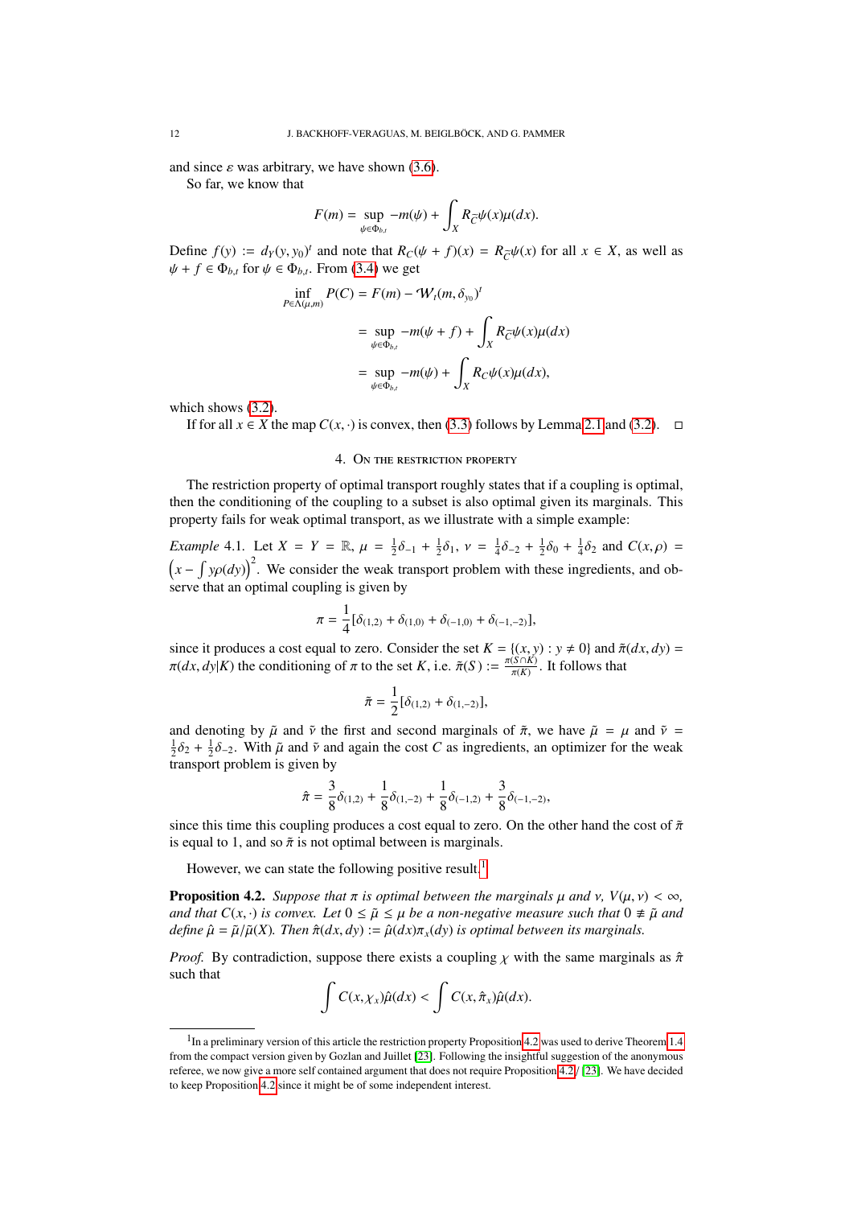and since $\varepsilon$ was arbitrary, we have shown (3.6).

So far, we know that

$$F(m) = \sup_{\psi\in\Phi_{b,t}} -m(\psi) + \int_X R_{\overline{C}}\psi(x)\mu(dx).$$

Define $f(y) := d_Y(y, y_0)^t$ and note that $R_C(\psi + f)(x) = R_{\overline{C}}\psi(x)$ for all $x \in X$, as well as $\psi + f \in \Phi_{b,t}$ for $\psi \in \Phi_{b,t}$. From (3.4) we get

$$\begin{aligned}
\inf_{P\in\Lambda(\mu,m)} P(C) &= F(m) - \mathcal{W}_t(m, \delta_{y_0})^t \\
&= \sup_{\psi\in\Phi_{b,t}} -m(\psi + f) + \int_X R_{\overline{C}}\psi(x)\mu(dx) \\
&= \sup_{\psi\in\Phi_{b,t}} -m(\psi) + \int_X R_C\psi(x)\mu(dx),
\end{aligned}$$

which shows (3.2).

If for all $x \in X$ the map $C(x, \cdot)$ is convex, then (3.3) follows by Lemma 2.1 and (3.2). □

## 4. On the restriction property

The restriction property of optimal transport roughly states that if a coupling is optimal, then the conditioning of the coupling to a subset is also optimal given its marginals. This property fails for weak optimal transport, as we illustrate with a simple example:

*Example* 4.1. Let $X = Y = \mathbb{R}$, $\mu = \frac{1}{2}\delta_{-1} + \frac{1}{2}\delta_1$, $\nu = \frac{1}{4}\delta_{-2} + \frac{1}{2}\delta_0 + \frac{1}{4}\delta_2$ and $C(x,\rho) = \left(x - \int y\rho(dy)\right)^2$. We consider the weak transport problem with these ingredients, and observe that an optimal coupling is given by

$$\pi = \frac{1}{4}[\delta_{(1,2)} + \delta_{(1,0)} + \delta_{(-1,0)} + \delta_{(-1,-2)}],$$

since it produces a cost equal to zero. Consider the set $K = \{(x,y) : y \neq 0\}$ and $\tilde{\pi}(dx,dy) = \pi(dx,dy|K)$ the conditioning of $\pi$ to the set $K$, i.e. $\tilde{\pi}(S) := \frac{\pi(S\cap K)}{\pi(K)}$. It follows that

$$\tilde{\pi} = \frac{1}{2}[\delta_{(1,2)} + \delta_{(1,-2)}],$$

and denoting by $\tilde{\mu}$ and $\tilde{\nu}$ the first and second marginals of $\tilde{\pi}$, we have $\tilde{\mu} = \mu$ and $\tilde{\nu} = \frac{1}{2}\delta_2 + \frac{1}{2}\delta_{-2}$. With $\tilde{\mu}$ and $\tilde{\nu}$ and again the cost $C$ as ingredients, an optimizer for the weak transport problem is given by

$$\hat{\pi} = \frac{3}{8}\delta_{(1,2)} + \frac{1}{8}\delta_{(1,-2)} + \frac{1}{8}\delta_{(-1,2)} + \frac{3}{8}\delta_{(-1,-2)},$$

since this time this coupling produces a cost equal to zero. On the other hand the cost of $\tilde{\pi}$ is equal to 1, and so $\tilde{\pi}$ is not optimal between is marginals.

However, we can state the following positive result.[1]

**Proposition 4.2.** *Suppose that $\pi$ is optimal between the marginals $\mu$ and $\nu$, $V(\mu,\nu) < \infty$, and that $C(x,\cdot)$ is convex. Let $0 \leq \tilde{\mu} \leq \mu$ be a non-negative measure such that $0 \not\equiv \tilde{\mu}$ and define $\hat{\mu} = \tilde{\mu}/\tilde{\mu}(X)$. Then $\hat{\pi}(dx,dy) := \hat{\mu}(dx)\pi_x(dy)$ is optimal between its marginals.*

*Proof.* By contradiction, suppose there exists a coupling $\chi$ with the same marginals as $\hat{\pi}$ such that

$$\int C(x,\chi_x)\hat{\mu}(dx) < \int C(x,\hat{\pi}_x)\hat{\mu}(dx).$$

[1] In a preliminary version of this article the restriction property Proposition 4.2 was used to derive Theorem 1.4 from the compact version given by Gozlan and Juillet [23]. Following the insightful suggestion of the anonymous referee, we now give a more self contained argument that does not require Proposition 4.2 / [23]. We have decided to keep Proposition 4.2 since it might be of some independent interest.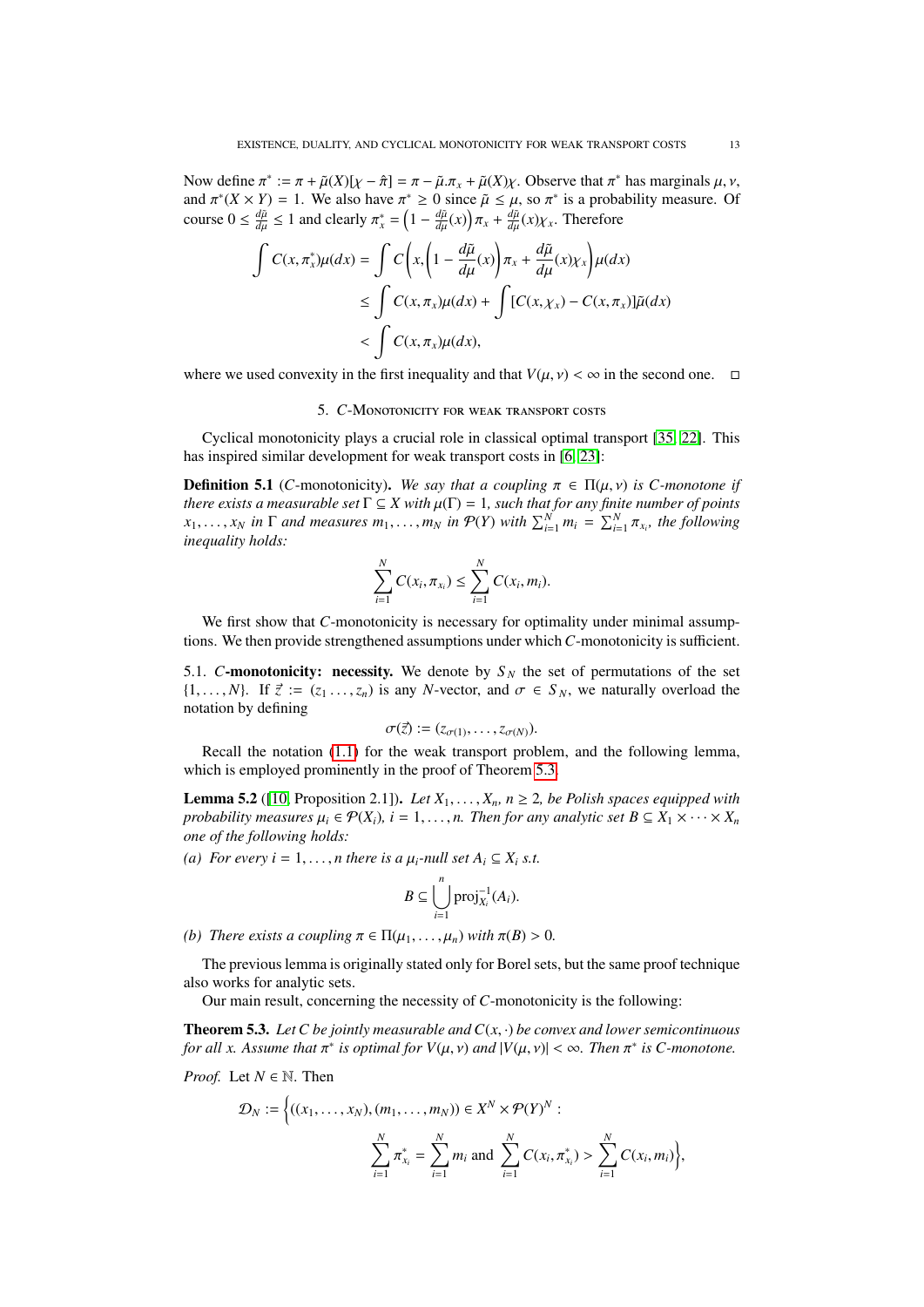Now define $\pi^* := \pi + \tilde{\mu}(X)[\chi - \hat{\pi}] = \pi - \tilde{\mu}.\pi_x + \tilde{\mu}(X)\chi$. Observe that $\pi^*$ has marginals $\mu, \nu$, and $\pi^*(X \times Y) = 1$. We also have $\pi^* \geq 0$ since $\tilde{\mu} \leq \mu$, so $\pi^*$ is a probability measure. Of course $0 \leq \frac{d\tilde{\mu}}{d\mu} \leq 1$ and clearly $\pi^*_x = \left(1 - \frac{d\tilde{\mu}}{d\mu}(x)\right)\pi_x + \frac{d\tilde{\mu}}{d\mu}(x)\chi_x$. Therefore

$$
\begin{aligned}
\int C(x, \pi^*_x)\mu(dx) &= \int C\left(x, \left(1 - \frac{d\tilde{\mu}}{d\mu}(x)\right)\pi_x + \frac{d\tilde{\mu}}{d\mu}(x)\chi_x\right)\mu(dx) \\
&\leq \int C(x, \pi_x)\mu(dx) + \int [C(x, \chi_x) - C(x, \pi_x)]\tilde{\mu}(dx) \\
&< \int C(x, \pi_x)\mu(dx),
\end{aligned}
$$

where we used convexity in the first inequality and that $V(\mu, \nu) < \infty$ in the second one. □

## 5. $C$-Monotonicity for weak transport costs

Cyclical monotonicity plays a crucial role in classical optimal transport [35, 22]. This has inspired similar development for weak transport costs in [6, 23]:

**Definition 5.1** ($C$-monotonicity)**.** *We say that a coupling $\pi \in \Pi(\mu, \nu)$ is $C$-monotone if there exists a measurable set $\Gamma \subseteq X$ with $\mu(\Gamma) = 1$, such that for any finite number of points $x_1, \ldots, x_N$ in $\Gamma$ and measures $m_1, \ldots, m_N$ in $\mathcal{P}(Y)$ with $\sum_{i=1}^N m_i = \sum_{i=1}^N \pi_{x_i}$, the following inequality holds:*

$$
\sum_{i=1}^N C(x_i, \pi_{x_i}) \leq \sum_{i=1}^N C(x_i, m_i).
$$

We first show that $C$-monotonicity is necessary for optimality under minimal assumptions. We then provide strengthened assumptions under which $C$-monotonicity is sufficient.

### 5.1. $C$-monotonicity: necessity.

We denote by $S_N$ the set of permutations of the set $\{1, \ldots, N\}$. If $\vec{z} := (z_1 \ldots, z_n)$ is any $N$-vector, and $\sigma \in S_N$, we naturally overload the notation by defining

$$
\sigma(\vec{z}) := (z_{\sigma(1)}, \ldots, z_{\sigma(N)}).
$$

Recall the notation (1.1) for the weak transport problem, and the following lemma, which is employed prominently in the proof of Theorem 5.3.

**Lemma 5.2** ([10, Proposition 2.1])**.** *Let $X_1, \ldots, X_n$, $n \geq 2$, be Polish spaces equipped with probability measures $\mu_i \in \mathcal{P}(X_i)$, $i = 1, \ldots, n$. Then for any analytic set $B \subseteq X_1 \times \cdots \times X_n$ one of the following holds:*

*(a) For every $i = 1, \ldots, n$ there is a $\mu_i$-null set $A_i \subseteq X_i$ s.t.*

$$
B \subseteq \bigcup_{i=1}^n \mathrm{proj}_{X_i}^{-1}(A_i).
$$

*(b) There exists a coupling $\pi \in \Pi(\mu_1, \ldots, \mu_n)$ with $\pi(B) > 0$.*

The previous lemma is originally stated only for Borel sets, but the same proof technique also works for analytic sets.

Our main result, concerning the necessity of $C$-monotonicity is the following:

**Theorem 5.3.** *Let $C$ be jointly measurable and $C(x, \cdot)$ be convex and lower semicontinuous for all $x$. Assume that $\pi^*$ is optimal for $V(\mu, \nu)$ and $|V(\mu, \nu)| < \infty$. Then $\pi^*$ is $C$-monotone.*

*Proof.* Let $N \in \mathbb{N}$. Then

$$
\begin{aligned}
\mathcal{D}_N := \Bigg\{ &((x_1, \ldots, x_N), (m_1, \ldots, m_N)) \in X^N \times \mathcal{P}(Y)^N : \\
&\sum_{i=1}^N \pi^*_{x_i} = \sum_{i=1}^N m_i \text{ and } \sum_{i=1}^N C(x_i, \pi^*_{x_i}) > \sum_{i=1}^N C(x_i, m_i) \Bigg\},
\end{aligned}
$$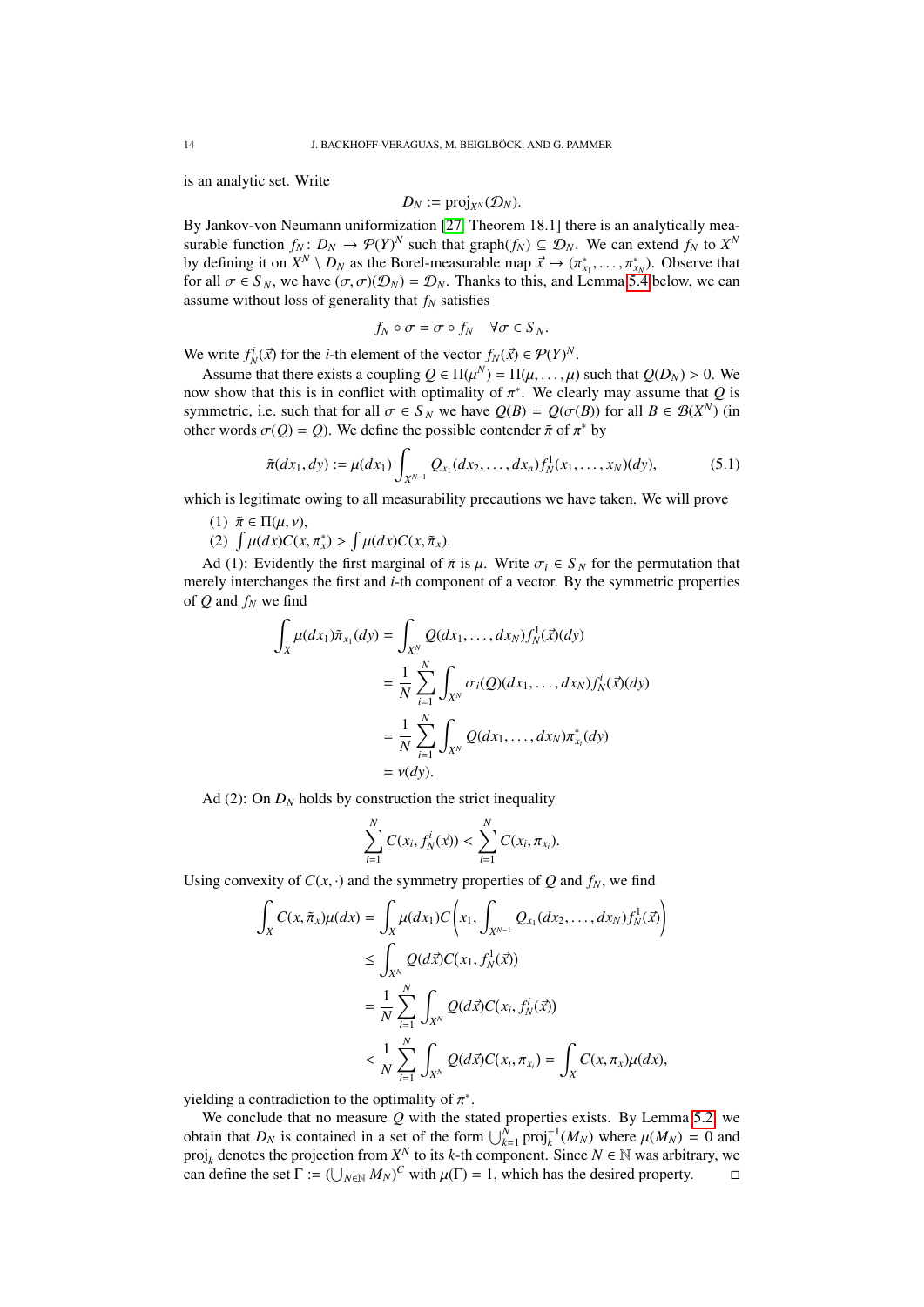is an analytic set. Write

$$D_N := \mathrm{proj}_{X^N}(\mathcal{D}_N).$$

By Jankov-von Neumann uniformization [27, Theorem 18.1] there is an analytically measurable function $f_N : D_N \to \mathcal{P}(Y)^N$ such that $\mathrm{graph}(f_N) \subseteq \mathcal{D}_N$. We can extend $f_N$ to $X^N$ by defining it on $X^N \setminus D_N$ as the Borel-measurable map $\vec{x} \mapsto (\pi^*_{x_1}, \dots, \pi^*_{x_N})$. Observe that for all $\sigma \in S_N$, we have $(\sigma, \sigma)(\mathcal{D}_N) = \mathcal{D}_N$. Thanks to this, and Lemma 5.4 below, we can assume without loss of generality that $f_N$ satisfies

$$f_N \circ \sigma = \sigma \circ f_N \quad \forall \sigma \in S_N.$$

We write $f^i_N(\vec{x})$ for the $i$-th element of the vector $f_N(\vec{x}) \in \mathcal{P}(Y)^N$.

Assume that there exists a coupling $Q \in \Pi(\mu^N) = \Pi(\mu, \dots, \mu)$ such that $Q(D_N) > 0$. We now show that this is in conflict with optimality of $\pi^*$. We clearly may assume that $Q$ is symmetric, i.e. such that for all $\sigma \in S_N$ we have $Q(B) = Q(\sigma(B))$ for all $B \in \mathcal{B}(X^N)$ (in other words $\sigma(Q) = Q$). We define the possible contender $\tilde{\pi}$ of $\pi^*$ by

$$\tilde{\pi}(dx_1, dy) := \mu(dx_1) \int_{X^{N-1}} Q_{x_1}(dx_2, \dots, dx_n) f^1_N(x_1, \dots, x_N)(dy), \tag{5.1}$$

which is legitimate owing to all measurability precautions we have taken. We will prove

(1) $\tilde{\pi} \in \Pi(\mu, \nu)$,
(2) $\int \mu(dx) C(x, \pi^*_x) > \int \mu(dx) C(x, \tilde{\pi}_x)$.

Ad (1): Evidently the first marginal of $\tilde{\pi}$ is $\mu$. Write $\sigma_i \in S_N$ for the permutation that merely interchanges the first and $i$-th component of a vector. By the symmetric properties of $Q$ and $f_N$ we find

$$\begin{aligned}
\int_X \mu(dx_1) \tilde{\pi}_{x_1}(dy) &= \int_{X^N} Q(dx_1, \dots, dx_N) f^1_N(\vec{x})(dy) \\
&= \frac{1}{N} \sum_{i=1}^N \int_{X^N} \sigma_i(Q)(dx_1, \dots, dx_N) f^i_N(\vec{x})(dy) \\
&= \frac{1}{N} \sum_{i=1}^N \int_{X^N} Q(dx_1, \dots, dx_N) \pi^*_{x_i}(dy) \\
&= \nu(dy).
\end{aligned}$$

Ad (2): On $D_N$ holds by construction the strict inequality

$$\sum_{i=1}^N C(x_i, f^i_N(\vec{x})) < \sum_{i=1}^N C(x_i, \pi_{x_i}).$$

Using convexity of $C(x, \cdot)$ and the symmetry properties of $Q$ and $f_N$, we find

$$\begin{aligned}
\int_X C(x, \tilde{\pi}_x) \mu(dx) &= \int_X \mu(dx_1) C\left( x_1, \int_{X^{N-1}} Q_{x_1}(dx_2, \dots, dx_N) f^1_N(\vec{x}) \right) \\
&\leq \int_{X^N} Q(d\vec{x}) C(x_1, f^1_N(\vec{x})) \\
&= \frac{1}{N} \sum_{i=1}^N \int_{X^N} Q(d\vec{x}) C(x_i, f^i_N(\vec{x})) \\
&< \frac{1}{N} \sum_{i=1}^N \int_{X^N} Q(d\vec{x}) C(x_i, \pi_{x_i}) = \int_X C(x, \pi_x) \mu(dx),
\end{aligned}$$

yielding a contradiction to the optimality of $\pi^*$.

We conclude that no measure $Q$ with the stated properties exists. By Lemma 5.2, we obtain that $D_N$ is contained in a set of the form $\bigcup_{k=1}^N \mathrm{proj}_k^{-1}(M_N)$ where $\mu(M_N) = 0$ and $\mathrm{proj}_k$ denotes the projection from $X^N$ to its $k$-th component. Since $N \in \mathbb{N}$ was arbitrary, we can define the set $\Gamma := (\bigcup_{N \in \mathbb{N}} M_N)^C$ with $\mu(\Gamma) = 1$, which has the desired property. $\square$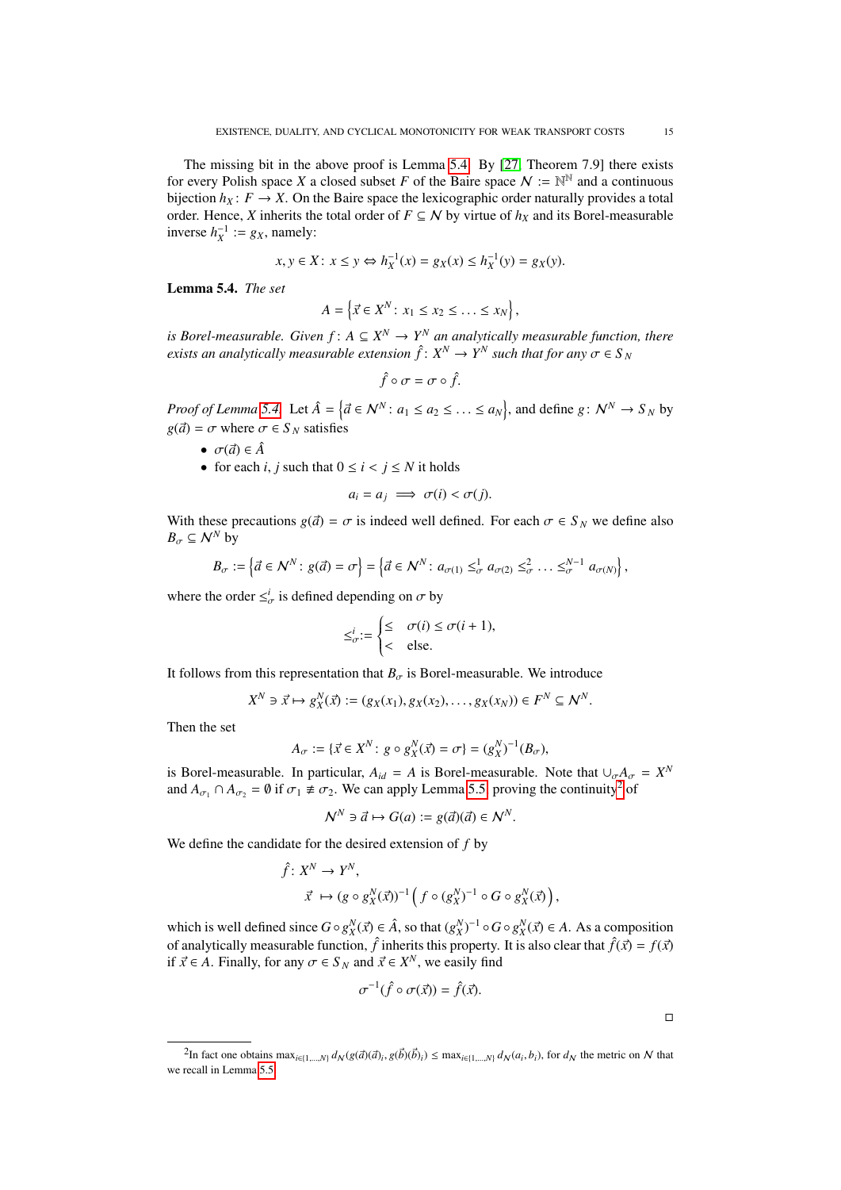The missing bit in the above proof is Lemma 5.4. By [27, Theorem 7.9] there exists for every Polish space $X$ a closed subset $F$ of the Baire space $\mathcal{N} := \mathbb{N}^{\mathbb{N}}$ and a continuous bijection $h_X : F \to X$. On the Baire space the lexicographic order naturally provides a total order. Hence, $X$ inherits the total order of $F \subseteq \mathcal{N}$ by virtue of $h_X$ and its Borel-measurable inverse $h_X^{-1} := g_X$, namely:

$$x, y \in X\colon\ x \le y \Leftrightarrow h_X^{-1}(x) = g_X(x) \le h_X^{-1}(y) = g_X(y).$$

**Lemma 5.4.** *The set*

$$A = \left\{\vec{x} \in X^N\colon\ x_1 \le x_2 \le \ldots \le x_N\right\},$$

*is Borel-measurable. Given $f\colon A \subseteq X^N \to Y^N$ an analytically measurable function, there exists an analytically measurable extension $\hat{f}\colon X^N \to Y^N$ such that for any $\sigma \in S_N$*

$$\hat{f} \circ \sigma = \sigma \circ \hat{f}.$$

*Proof of Lemma 5.4.* Let $\hat{A} = \left\{\vec{a} \in \mathcal{N}^N\colon\ a_1 \le a_2 \le \ldots \le a_N\right\}$, and define $g\colon \mathcal{N}^N \to S_N$ by $g(\vec{a}) = \sigma$ where $\sigma \in S_N$ satisfies

- $\sigma(\vec{a}) \in \hat{A}$
- for each $i, j$ such that $0 \le i < j \le N$ it holds

$$a_i = a_j \implies \sigma(i) < \sigma(j).$$

With these precautions $g(\vec{a}) = \sigma$ is indeed well defined. For each $\sigma \in S_N$ we define also $B_\sigma \subseteq \mathcal{N}^N$ by

$$B_\sigma := \left\{\vec{a} \in \mathcal{N}^N\colon\ g(\vec{a}) = \sigma\right\} = \left\{\vec{a} \in \mathcal{N}^N\colon\ a_{\sigma(1)} \le_\sigma^1 a_{\sigma(2)} \le_\sigma^2 \ldots \le_\sigma^{N-1} a_{\sigma(N)}\right\},$$

where the order $\le_\sigma^i$ is defined depending on $\sigma$ by

$$\le_\sigma^i := \begin{cases} \le & \sigma(i) \le \sigma(i+1), \\ < & \text{else}. \end{cases}$$

It follows from this representation that $B_\sigma$ is Borel-measurable. We introduce

$$X^N \ni \vec{x} \mapsto g_X^N(\vec{x}) := (g_X(x_1), g_X(x_2), \ldots, g_X(x_N)) \in F^N \subseteq \mathcal{N}^N.$$

Then the set

$$A_\sigma := \{\vec{x} \in X^N\colon\ g \circ g_X^N(\vec{x}) = \sigma\} = (g_X^N)^{-1}(B_\sigma),$$

is Borel-measurable. In particular, $A_{id} = A$ is Borel-measurable. Note that $\cup_\sigma A_\sigma = X^N$ and $A_{\sigma_1} \cap A_{\sigma_2} = \emptyset$ if $\sigma_1 \not\equiv \sigma_2$. We can apply Lemma 5.5 proving the continuity[2] of

$$\mathcal{N}^N \ni \vec{a} \mapsto G(a) := g(\vec{a})(\vec{a}) \in \mathcal{N}^N.$$

We define the candidate for the desired extension of $f$ by

$$\begin{aligned} \hat{f}\colon\ & X^N \to Y^N, \\ & \vec{x} \mapsto (g \circ g_X^N(\vec{x}))^{-1}\left(f \circ (g_X^N)^{-1} \circ G \circ g_X^N(\vec{x})\right), \end{aligned}$$

which is well defined since $G \circ g_X^N(\vec{x}) \in \hat{A}$, so that $(g_X^N)^{-1} \circ G \circ g_X^N(\vec{x}) \in A$. As a composition of analytically measurable function, $\hat{f}$ inherits this property. It is also clear that $\hat{f}(\vec{x}) = f(\vec{x})$ if $\vec{x} \in A$. Finally, for any $\sigma \in S_N$ and $\vec{x} \in X^N$, we easily find

$$\sigma^{-1}(\hat{f} \circ \sigma(\vec{x})) = \hat{f}(\vec{x}).$$

□

[2] In fact one obtains $\max_{i \in \{1,\ldots,N\}} d_{\mathcal{N}}(g(\vec{a})(\vec{a})_i, g(\vec{b})(\vec{b})_i) \le \max_{i \in \{1,\ldots,N\}} d_{\mathcal{N}}(a_i, b_i)$, for $d_{\mathcal{N}}$ the metric on $\mathcal{N}$ that we recall in Lemma 5.5.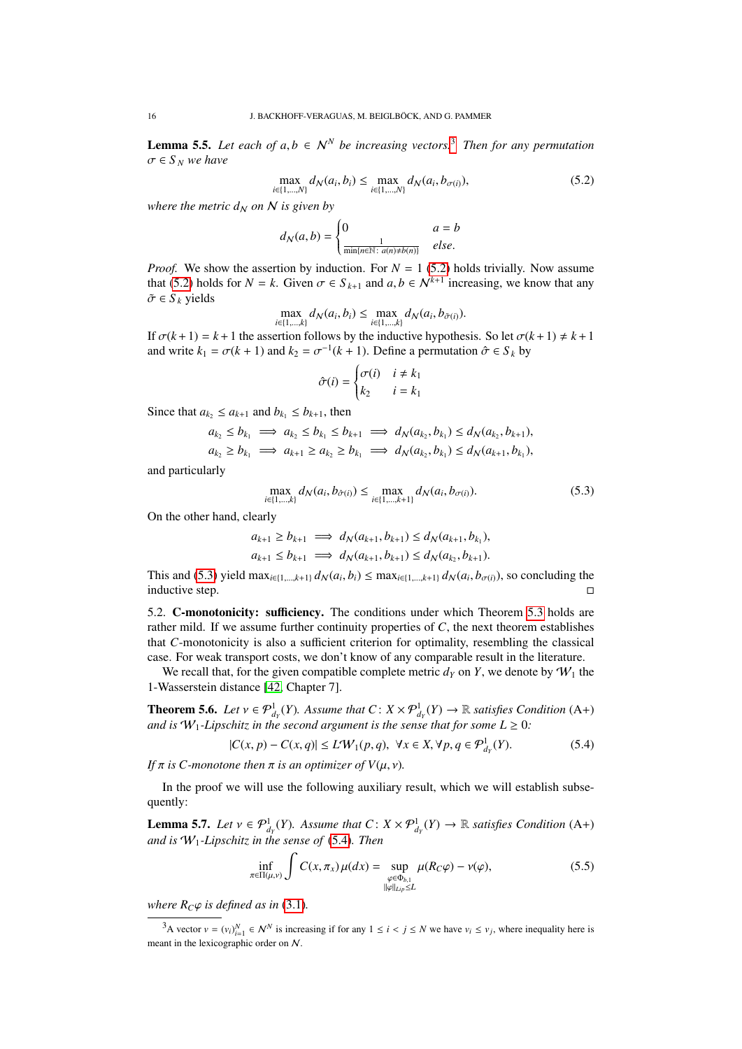**Lemma 5.5.** *Let each of $a, b \in \mathcal{N}^N$ be increasing vectors.*[3] *Then for any permutation $\sigma \in S_N$ we have*

$$\max_{i\in\{1,\dots,N\}} d_{\mathcal{N}}(a_i, b_i) \le \max_{i\in\{1,\dots,N\}} d_{\mathcal{N}}(a_i, b_{\sigma(i)}), \tag{5.2}$$

*where the metric $d_{\mathcal{N}}$ on $\mathcal{N}$ is given by*

$$d_{\mathcal{N}}(a,b) = \begin{cases} 0 & a = b \\ \frac{1}{\min\{n\in\mathbb{N}:\, a(n)\neq b(n)\}} & \text{else.}\end{cases}$$

*Proof.* We show the assertion by induction. For $N = 1$ (5.2) holds trivially. Now assume that (5.2) holds for $N = k$. Given $\sigma \in S_{k+1}$ and $a, b \in \mathcal{N}^{k+1}$ increasing, we know that any $\tilde\sigma \in S_k$ yields

$$\max_{i\in\{1,\dots,k\}} d_{\mathcal{N}}(a_i, b_i) \le \max_{i\in\{1,\dots,k\}} d_{\mathcal{N}}(a_i, b_{\tilde\sigma(i)}).$$

If $\sigma(k+1) = k+1$ the assertion follows by the inductive hypothesis. So let $\sigma(k+1) \neq k+1$ and write $k_1 = \sigma(k+1)$ and $k_2 = \sigma^{-1}(k+1)$. Define a permutation $\hat\sigma \in S_k$ by

$$\hat\sigma(i) = \begin{cases} \sigma(i) & i \neq k_1 \\ k_2 & i = k_1 \end{cases}$$

Since that $a_{k_2} \le a_{k+1}$ and $b_{k_1} \le b_{k+1}$, then

$$a_{k_2} \le b_{k_1} \implies a_{k_2} \le b_{k_1} \le b_{k+1} \implies d_{\mathcal{N}}(a_{k_2}, b_{k_1}) \le d_{\mathcal{N}}(a_{k_2}, b_{k+1}),$$
$$a_{k_2} \ge b_{k_1} \implies a_{k+1} \ge a_{k_2} \ge b_{k_1} \implies d_{\mathcal{N}}(a_{k_2}, b_{k_1}) \le d_{\mathcal{N}}(a_{k+1}, b_{k_1}),$$

and particularly

$$\max_{i\in\{1,\dots,k\}} d_{\mathcal{N}}(a_i, b_{\hat\sigma(i)}) \le \max_{i\in\{1,\dots,k+1\}} d_{\mathcal{N}}(a_i, b_{\sigma(i)}). \tag{5.3}$$

On the other hand, clearly

$$a_{k+1} \ge b_{k+1} \implies d_{\mathcal{N}}(a_{k+1}, b_{k+1}) \le d_{\mathcal{N}}(a_{k+1}, b_{k_1}),$$
$$a_{k+1} \le b_{k+1} \implies d_{\mathcal{N}}(a_{k+1}, b_{k+1}) \le d_{\mathcal{N}}(a_{k_2}, b_{k+1}).$$

This and (5.3) yield $\max_{i\in\{1,\dots,k+1\}} d_{\mathcal{N}}(a_i, b_i) \le \max_{i\in\{1,\dots,k+1\}} d_{\mathcal{N}}(a_i, b_{\sigma(i)})$, so concluding the inductive step. ◻

5.2. **C-monotonicity: sufficiency.** The conditions under which Theorem 5.3 holds are rather mild. If we assume further continuity properties of $C$, the next theorem establishes that $C$-monotonicity is also a sufficient criterion for optimality, resembling the classical case. For weak transport costs, we don't know of any comparable result in the literature.

We recall that, for the given compatible complete metric $d_Y$ on $Y$, we denote by $\mathcal{W}_1$ the 1-Wasserstein distance [42, Chapter 7].

**Theorem 5.6.** *Let $\nu \in \mathcal{P}^1_{d_Y}(Y)$. Assume that $C\colon X \times \mathcal{P}^1_{d_Y}(Y) \to \mathbb{R}$ satisfies Condition* (A+) *and is $\mathcal{W}_1$-Lipschitz in the second argument is the sense that for some $L \ge 0$:*

$$|C(x,p) - C(x,q)| \le L\mathcal{W}_1(p,q),\ \ \forall x \in X, \forall p, q \in \mathcal{P}^1_{d_Y}(Y). \tag{5.4}$$

*If $\pi$ is $C$-monotone then $\pi$ is an optimizer of $V(\mu,\nu)$.*

In the proof we will use the following auxiliary result, which we will establish subsequently:

**Lemma 5.7.** *Let $\nu \in \mathcal{P}^1_{d_Y}(Y)$. Assume that $C\colon X \times \mathcal{P}^1_{d_Y}(Y) \to \mathbb{R}$ satisfies Condition* (A+) *and is $\mathcal{W}_1$-Lipschitz in the sense of (5.4). Then*

$$\inf_{\pi\in\Pi(\mu,\nu)} \int C(x,\pi_x)\,\mu(dx) = \sup_{\substack{\varphi\in\Phi_{b,1}\\ \|\varphi\|_{Lip}\le L}} \mu(R_C\varphi) - \nu(\varphi), \tag{5.5}$$

*where $R_C\varphi$ is defined as in (3.1).*

[3] A vector $v = (v_i)_{i=1}^N \in \mathcal{N}^N$ is increasing if for any $1 \le i < j \le N$ we have $v_i \le v_j$, where inequality here is meant in the lexicographic order on $\mathcal{N}$.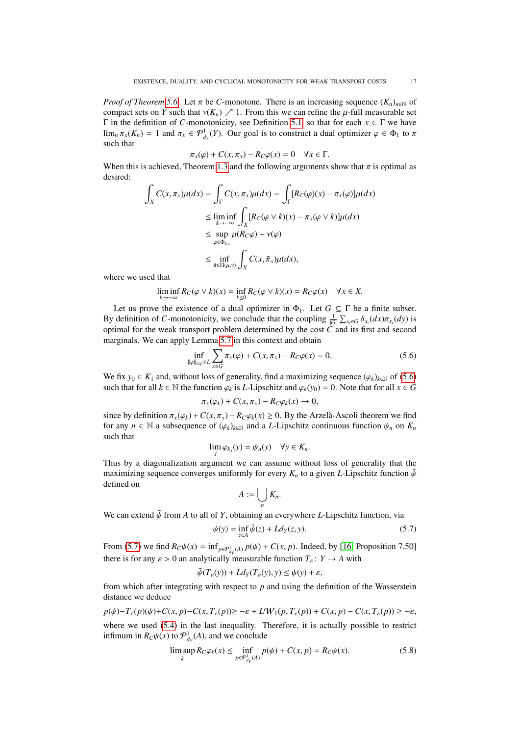*Proof of Theorem 5.6.* Let $\pi$ be $C$-monotone. There is an increasing sequence $(K_n)_{n\in\mathbb{N}}$ of compact sets on $Y$ such that $\nu(K_n) \nearrow 1$. From this we can refine the $\mu$-full measurable set $\Gamma$ in the definition of $C$-monotonicity, see Definition 5.1, so that for each $x \in \Gamma$ we have $\lim_n \pi_x(K_n) = 1$ and $\pi_x \in \mathcal{P}^1_{d_Y}(Y)$. Our goal is to construct a dual optimizer $\varphi \in \Phi_1$ to $\pi$ such that

$$\pi_x(\varphi) + C(x,\pi_x) - R_C\varphi(x) = 0 \quad \forall x \in \Gamma.$$

When this is achieved, Theorem 1.3 and the following arguments show that $\pi$ is optimal as desired:

$$\begin{aligned}
\int_X C(x,\pi_x)\mu(dx) &= \int_\Gamma C(x,\pi_x)\mu(dx) = \int_\Gamma [R_C(\varphi)(x) - \pi_x(\varphi)]\mu(dx) \\
&\leq \liminf_{k\to-\infty} \int_X [R_C(\varphi \vee k)(x) - \pi_x(\varphi \vee k)]\mu(dx) \\
&\leq \sup_{\varphi\in\Phi_{b,1}} \mu(R_C\varphi) - \nu(\varphi) \\
&\leq \inf_{\tilde{\pi}\in\Pi(\mu,\nu)} \int_X C(x,\tilde{\pi}_x)\mu(dx),
\end{aligned}$$

where we used that

$$\liminf_{k\to-\infty} R_C(\varphi \vee k)(x) = \inf_{k\leq 0} R_C(\varphi \vee k)(x) = R_C\varphi(x) \quad \forall x \in X.$$

Let us prove the existence of a dual optimizer in $\Phi_1$. Let $G \subseteq \Gamma$ be a finite subset. By definition of $C$-monotonicity, we conclude that the coupling $\frac{1}{|G|}\sum_{x_i\in G}\delta_{x_i}(dx)\pi_{x_i}(dy)$ is optimal for the weak transport problem determined by the cost $C$ and its first and second marginals. We can apply Lemma 5.7 in this context and obtain

$$\inf_{\|\varphi\|_{Lip}\leq L} \sum_{x\in G} \pi_x(\varphi) + C(x,\pi_x) - R_C\varphi(x) = 0. \tag{5.6}$$

We fix $y_0 \in K_1$ and, without loss of generality, find a maximizing sequence $(\varphi_k)_{k\in\mathbb{N}}$ of (5.6) such that for all $k \in \mathbb{N}$ the function $\varphi_k$ is $L$-Lipschitz and $\varphi_k(y_0) = 0$. Note that for all $x \in G$

$$\pi_x(\varphi_k) + C(x,\pi_x) - R_C\varphi_k(x) \to 0,$$

since by definition $\pi_x(\varphi_k) + C(x,\pi_x) - R_C\varphi_k(x) \geq 0$. By the Arzelà-Ascoli theorem we find for any $n \in \mathbb{N}$ a subsequence of $(\varphi_k)_{k\in\mathbb{N}}$ and a $L$-Lipschitz continuous function $\psi_n$ on $K_n$ such that

$$\lim_j \varphi_{k_j}(y) = \psi_n(y) \quad \forall y \in K_n.$$

Thus by a diagonalization argument we can assume without loss of generality that the maximizing sequence converges uniformly for every $K_n$ to a given $L$-Lipschitz function $\tilde{\psi}$ defined on

$$A := \bigcup_n K_n.$$

We can extend $\tilde{\psi}$ from $A$ to all of $Y$, obtaining an everywhere $L$-Lipschitz function, via

$$\psi(y) = \inf_{z\in A} \tilde{\psi}(z) + Ld_Y(z,y). \tag{5.7}$$

From (5.7) we find $R_C\psi(x) = \inf_{p\in\mathcal{P}^1_{d_Y}(A)} p(\psi) + C(x,p)$. Indeed, by [16, Proposition 7.50] there is for any $\varepsilon > 0$ an analytically measurable function $T_\varepsilon \colon Y \to A$ with

$$\tilde{\psi}(T_\varepsilon(y)) + Ld_Y(T_\varepsilon(y), y) \leq \psi(y) + \varepsilon,$$

from which after integrating with respect to $p$ and using the definition of the Wasserstein distance we deduce

$$p(\psi) - T_\varepsilon(p)(\psi) + C(x,p) - C(x,T_\varepsilon(p)) \geq -\varepsilon + L\mathcal{W}_1(p, T_\varepsilon(p)) + C(x,p) - C(x,T_\varepsilon(p)) \geq -\varepsilon,$$

where we used (5.4) in the last inequality. Therefore, it is actually possible to restrict infimum in $R_C\psi(x)$ to $\mathcal{P}^1_{d_Y}(A)$, and we conclude

$$\limsup_k R_C\varphi_k(x) \leq \inf_{p\in\mathcal{P}^1_{d_Y}(A)} p(\psi) + C(x,p) = R_C\psi(x). \tag{5.8}$$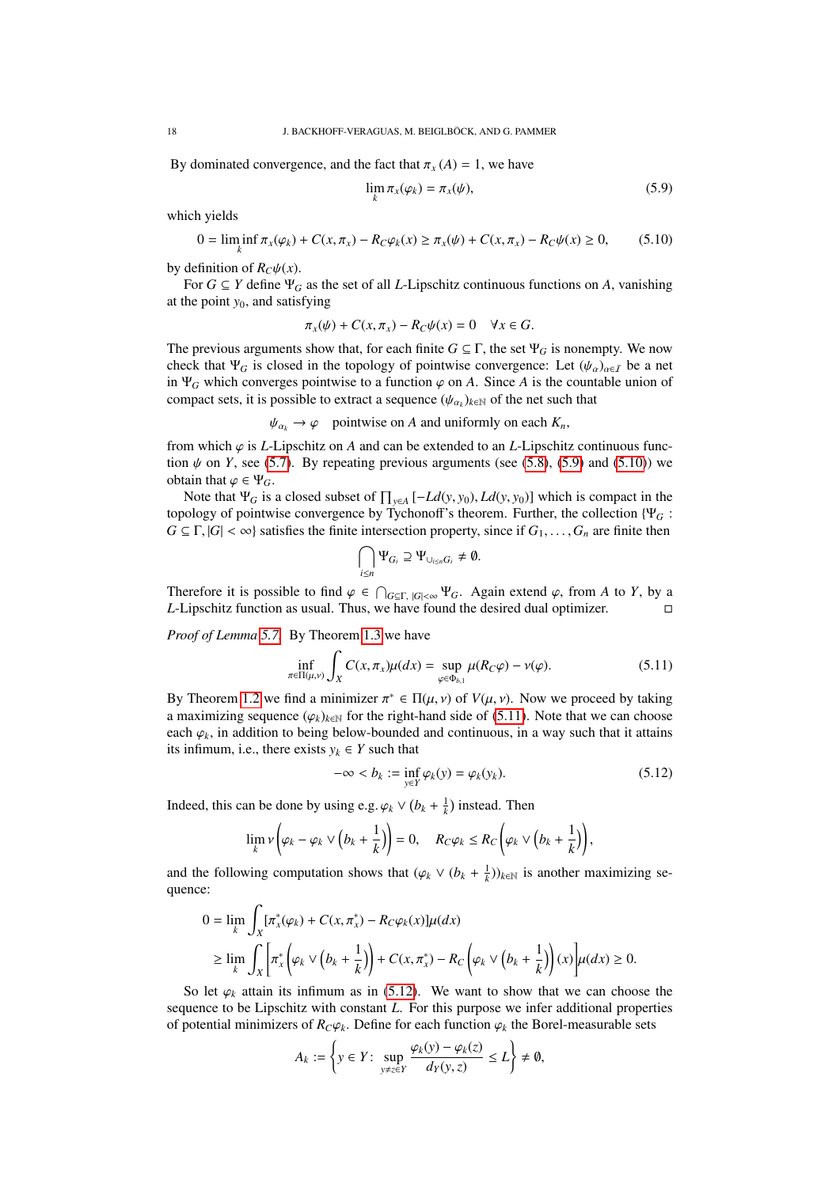By dominated convergence, and the fact that $\pi_x(A) = 1$, we have

$$\lim_k \pi_x(\varphi_k) = \pi_x(\psi), \tag{5.9}$$

which yields

$$0 = \liminf_k \pi_x(\varphi_k) + C(x, \pi_x) - R_C\varphi_k(x) \geq \pi_x(\psi) + C(x, \pi_x) - R_C\psi(x) \geq 0, \tag{5.10}$$

by definition of $R_C\psi(x)$.

For $G \subseteq Y$ define $\Psi_G$ as the set of all $L$-Lipschitz continuous functions on $A$, vanishing at the point $y_0$, and satisfying

$$\pi_x(\psi) + C(x, \pi_x) - R_C\psi(x) = 0 \quad \forall x \in G.$$

The previous arguments show that, for each finite $G \subseteq \Gamma$, the set $\Psi_G$ is nonempty. We now check that $\Psi_G$ is closed in the topology of pointwise convergence: Let $(\psi_\alpha)_{\alpha \in \mathcal{I}}$ be a net in $\Psi_G$ which converges pointwise to a function $\varphi$ on $A$. Since $A$ is the countable union of compact sets, it is possible to extract a sequence $(\psi_{\alpha_k})_{k\in\mathbb{N}}$ of the net such that

$$\psi_{\alpha_k} \to \varphi \quad \text{pointwise on } A \text{ and uniformly on each } K_n,$$

from which $\varphi$ is $L$-Lipschitz on $A$ and can be extended to an $L$-Lipschitz continuous function $\psi$ on $Y$, see (5.7). By repeating previous arguments (see (5.8), (5.9) and (5.10)) we obtain that $\varphi \in \Psi_G$.

Note that $\Psi_G$ is a closed subset of $\prod_{y\in A} [-Ld(y, y_0), Ld(y, y_0)]$ which is compact in the topology of pointwise convergence by Tychonoff's theorem. Further, the collection $\{\Psi_G : G \subseteq \Gamma, |G| < \infty\}$ satisfies the finite intersection property, since if $G_1, \ldots, G_n$ are finite then

$$\bigcap_{i\leq n} \Psi_{G_i} \supseteq \Psi_{\cup_{i\leq n} G_i} \neq \emptyset.$$

Therefore it is possible to find $\varphi \in \bigcap_{G\subseteq\Gamma,\, |G|<\infty} \Psi_G$. Again extend $\varphi$, from $A$ to $Y$, by a $L$-Lipschitz function as usual. Thus, we have found the desired dual optimizer. $\square$

*Proof of Lemma 5.7.* By Theorem 1.3 we have

$$\inf_{\pi\in\Pi(\mu,\nu)} \int_X C(x, \pi_x)\mu(dx) = \sup_{\varphi\in\Phi_{b,1}} \mu(R_C\varphi) - \nu(\varphi). \tag{5.11}$$

By Theorem 1.2 we find a minimizer $\pi^* \in \Pi(\mu, \nu)$ of $V(\mu, \nu)$. Now we proceed by taking a maximizing sequence $(\varphi_k)_{k\in\mathbb{N}}$ for the right-hand side of (5.11). Note that we can choose each $\varphi_k$, in addition to being below-bounded and continuous, in a way such that it attains its infimum, i.e., there exists $y_k \in Y$ such that

$$-\infty < b_k := \inf_{y\in Y} \varphi_k(y) = \varphi_k(y_k). \tag{5.12}$$

Indeed, this can be done by using e.g. $\varphi_k \vee (b_k + \frac{1}{k})$ instead. Then

$$\lim_k \nu\left(\varphi_k - \varphi_k \vee \left(b_k + \frac{1}{k}\right)\right) = 0, \quad R_C\varphi_k \leq R_C\left(\varphi_k \vee \left(b_k + \frac{1}{k}\right)\right),$$

and the following computation shows that $(\varphi_k \vee (b_k + \frac{1}{k}))_{k\in\mathbb{N}}$ is another maximizing sequence:

$$\begin{aligned}
0 &= \lim_k \int_X [\pi^*_x(\varphi_k) + C(x, \pi^*_x) - R_C\varphi_k(x)]\mu(dx) \\
&\geq \lim_k \int_X \left[\pi^*_x\left(\varphi_k \vee \left(b_k + \frac{1}{k}\right)\right) + C(x, \pi^*_x) - R_C\left(\varphi_k \vee \left(b_k + \frac{1}{k}\right)\right)(x)\right]\mu(dx) \geq 0.
\end{aligned}$$

So let $\varphi_k$ attain its infimum as in (5.12). We want to show that we can choose the sequence to be Lipschitz with constant $L$. For this purpose we infer additional properties of potential minimizers of $R_C\varphi_k$. Define for each function $\varphi_k$ the Borel-measurable sets

$$A_k := \left\{ y \in Y : \sup_{y\neq z\in Y} \frac{\varphi_k(y) - \varphi_k(z)}{d_Y(y, z)} \leq L \right\} \neq \emptyset,$$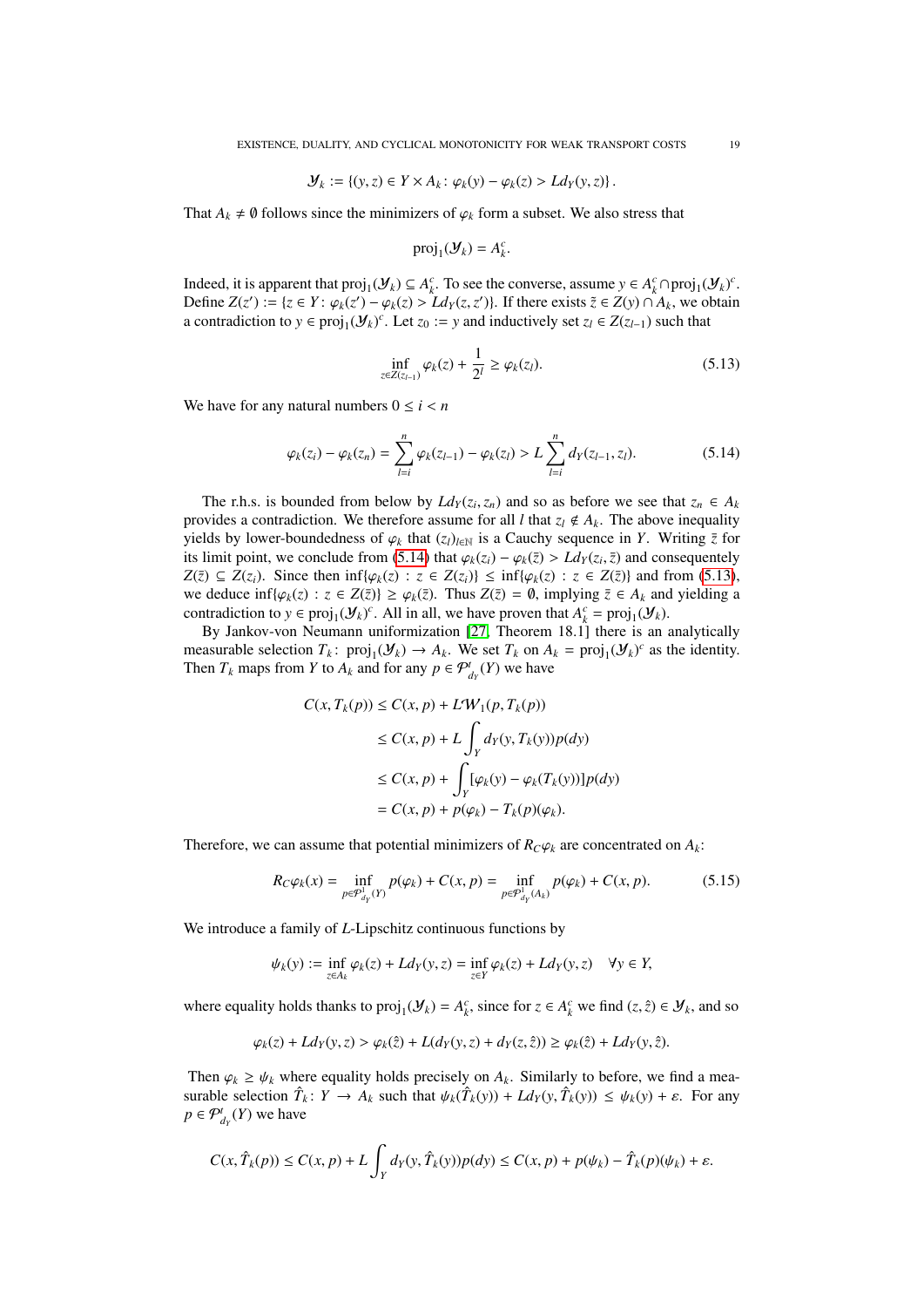$$\mathcal{Y}_k := \{(y,z) \in Y \times A_k : \varphi_k(y) - \varphi_k(z) > L d_Y(y,z)\}.$$

That $A_k \neq \emptyset$ follows since the minimizers of $\varphi_k$ form a subset. We also stress that

$$\operatorname{proj}_1(\mathcal{Y}_k) = A_k^c.$$

Indeed, it is apparent that $\operatorname{proj}_1(\mathcal{Y}_k) \subseteq A_k^c$. To see the converse, assume $y \in A_k^c \cap \operatorname{proj}_1(\mathcal{Y}_k)^c$. Define $Z(z') := \{z \in Y : \varphi_k(z') - \varphi_k(z) > L d_Y(z,z')\}$. If there exists $\bar{z} \in Z(y) \cap A_k$, we obtain a contradiction to $y \in \operatorname{proj}_1(\mathcal{Y}_k)^c$. Let $z_0 := y$ and inductively set $z_l \in Z(z_{l-1})$ such that

$$\inf_{z \in Z(z_{l-1})} \varphi_k(z) + \frac{1}{2^l} \geq \varphi_k(z_l). \tag{5.13}$$

We have for any natural numbers $0 \leq i < n$

$$\varphi_k(z_i) - \varphi_k(z_n) = \sum_{l=i}^n \varphi_k(z_{l-1}) - \varphi_k(z_l) > L \sum_{l=i}^n d_Y(z_{l-1}, z_l). \tag{5.14}$$

The r.h.s. is bounded from below by $L d_Y(z_i, z_n)$ and so as before we see that $z_n \in A_k$ provides a contradiction. We therefore assume for all $l$ that $z_l \notin A_k$. The above inequality yields by lower-boundedness of $\varphi_k$ that $(z_l)_{l\in\mathbb{N}}$ is a Cauchy sequence in $Y$. Writing $\bar{z}$ for its limit point, we conclude from (5.14) that $\varphi_k(z_i) - \varphi_k(\bar{z}) > L d_Y(z_i, \bar{z})$ and consequently $Z(\bar{z}) \subseteq Z(z_i)$. Since then $\inf\{\varphi_k(z) : z \in Z(z_i)\} \leq \inf\{\varphi_k(z) : z \in Z(\bar{z})\}$ and from (5.13), we deduce $\inf\{\varphi_k(z) : z \in Z(\bar{z})\} \geq \varphi_k(\bar{z})$. Thus $Z(\bar{z}) = \emptyset$, implying $\bar{z} \in A_k$ and yielding a contradiction to $y \in \operatorname{proj}_1(\mathcal{Y}_k)^c$. All in all, we have proven that $A_k^c = \operatorname{proj}_1(\mathcal{Y}_k)$.

By Jankov-von Neumann uniformization [27, Theorem 18.1] there is an analytically measurable selection $T_k : \operatorname{proj}_1(\mathcal{Y}_k) \to A_k$. We set $T_k$ on $A_k = \operatorname{proj}_1(\mathcal{Y}_k)^c$ as the identity. Then $T_k$ maps from $Y$ to $A_k$ and for any $p \in \mathcal{P}^t_{d_Y}(Y)$ we have

$$\begin{aligned}
C(x, T_k(p)) &\leq C(x,p) + L\mathcal{W}_1(p, T_k(p)) \\
&\leq C(x,p) + L\int_Y d_Y(y, T_k(y))p(dy) \\
&\leq C(x,p) + \int_Y [\varphi_k(y) - \varphi_k(T_k(y))]p(dy) \\
&= C(x,p) + p(\varphi_k) - T_k(p)(\varphi_k).
\end{aligned}$$

Therefore, we can assume that potential minimizers of $R_C\varphi_k$ are concentrated on $A_k$:

$$R_C\varphi_k(x) = \inf_{p \in \mathcal{P}^t_{d_Y}(Y)} p(\varphi_k) + C(x,p) = \inf_{p \in \mathcal{P}^t_{d_Y}(A_k)} p(\varphi_k) + C(x,p). \tag{5.15}$$

We introduce a family of $L$-Lipschitz continuous functions by

$$\psi_k(y) := \inf_{z \in A_k} \varphi_k(z) + L d_Y(y,z) = \inf_{z \in Y} \varphi_k(z) + L d_Y(y,z) \quad \forall y \in Y,$$

where equality holds thanks to $\operatorname{proj}_1(\mathcal{Y}_k) = A_k^c$, since for $z \in A_k^c$ we find $(z, \hat{z}) \in \mathcal{Y}_k$, and so

$$\varphi_k(z) + L d_Y(y,z) > \varphi_k(\hat{z}) + L(d_Y(y,z) + d_Y(z,\hat{z})) \geq \varphi_k(\hat{z}) + L d_Y(y,\hat{z}).$$

Then $\varphi_k \geq \psi_k$ where equality holds precisely on $A_k$. Similarly to before, we find a measurable selection $\hat{T}_k : Y \to A_k$ such that $\psi_k(\hat{T}_k(y)) + L d_Y(y, \hat{T}_k(y)) \leq \psi_k(y) + \varepsilon$. For any $p \in \mathcal{P}^t_{d_Y}(Y)$ we have

$$C(x, \hat{T}_k(p)) \leq C(x,p) + L\int_Y d_Y(y, \hat{T}_k(y))p(dy) \leq C(x,p) + p(\psi_k) - \hat{T}_k(p)(\psi_k) + \varepsilon.$$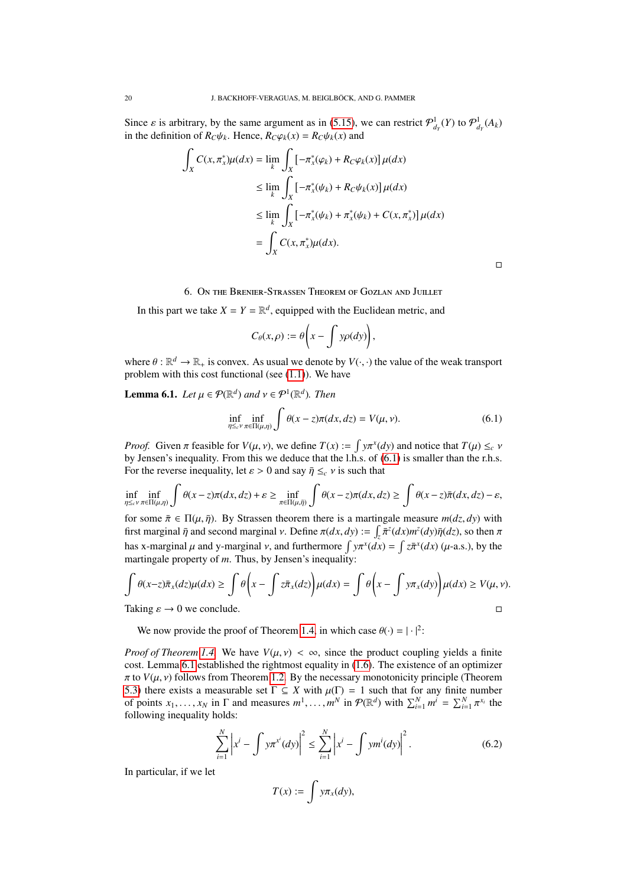Since $\varepsilon$ is arbitrary, by the same argument as in (5.15), we can restrict $\mathcal{P}^1_{d_Y}(Y)$ to $\mathcal{P}^1_{d_Y}(A_k)$ in the definition of $R_C\psi_k$. Hence, $R_C\varphi_k(x) = R_C\psi_k(x)$ and

$$\begin{aligned}
\int_X C(x,\pi^*_x)\mu(dx) &= \lim_k \int_X \left[-\pi^*_x(\varphi_k) + R_C\varphi_k(x)\right]\mu(dx) \\
&\leq \lim_k \int_X \left[-\pi^*_x(\psi_k) + R_C\psi_k(x)\right]\mu(dx) \\
&\leq \lim_k \int_X \left[-\pi^*_x(\psi_k) + \pi^*_x(\psi_k) + C(x,\pi^*_x)\right]\mu(dx) \\
&= \int_X C(x,\pi^*_x)\mu(dx).
\end{aligned}$$

□

## 6. On the Brenier-Strassen Theorem of Gozlan and Juillet

In this part we take $X = Y = \mathbb{R}^d$, equipped with the Euclidean metric, and

$$C_\theta(x,\rho) := \theta\left(x - \int y\rho(dy)\right),$$

where $\theta : \mathbb{R}^d \to \mathbb{R}_+$ is convex. As usual we denote by $V(\cdot,\cdot)$ the value of the weak transport problem with this cost functional (see (1.1)). We have

**Lemma 6.1.** *Let $\mu \in \mathcal{P}(\mathbb{R}^d)$ and $\nu \in \mathcal{P}^1(\mathbb{R}^d)$. Then*

$$\inf_{\eta\leq_c\nu}\inf_{\pi\in\Pi(\mu,\eta)}\int\theta(x-z)\pi(dx,dz) = V(\mu,\nu). \tag{6.1}$$

*Proof.* Given $\pi$ feasible for $V(\mu,\nu)$, we define $T(x) := \int y\pi^x(dy)$ and notice that $T(\mu)\leq_c\nu$ by Jensen's inequality. From this we deduce that the l.h.s. of (6.1) is smaller than the r.h.s. For the reverse inequality, let $\varepsilon > 0$ and say $\bar\eta\leq_c\nu$ is such that

$$\inf_{\eta\leq_c\nu}\inf_{\pi\in\Pi(\mu,\eta)}\int\theta(x-z)\pi(dx,dz)+\varepsilon \geq \inf_{\pi\in\Pi(\mu,\bar\eta)}\int\theta(x-z)\pi(dx,dz) \geq \int\theta(x-z)\bar\pi(dx,dz)-\varepsilon,$$

for some $\bar\pi\in\Pi(\mu,\bar\eta)$. By Strassen theorem there is a martingale measure $m(dz,dy)$ with first marginal $\bar\eta$ and second marginal $\nu$. Define $\pi(dx,dy) := \int_z \bar\pi^z(dx)m^z(dy)\bar\eta(dz)$, so then $\pi$ has x-marginal $\mu$ and y-marginal $\nu$, and furthermore $\int y\pi^x(dx) = \int z\bar\pi^x(dx)$ ($\mu$-a.s.), by the martingale property of $m$. Thus, by Jensen's inequality:

$$\int\theta(x-z)\bar\pi_x(dz)\mu(dx) \geq \int\theta\left(x-\int z\bar\pi_x(dz)\right)\mu(dx) = \int\theta\left(x-\int y\pi_x(dy)\right)\mu(dx) \geq V(\mu,\nu).$$

Taking $\varepsilon\to 0$ we conclude. □

We now provide the proof of Theorem 1.4, in which case $\theta(\cdot) = |\cdot|^2$:

*Proof of Theorem 1.4.* We have $V(\mu,\nu) < \infty$, since the product coupling yields a finite cost. Lemma 6.1 established the rightmost equality in (1.6). The existence of an optimizer $\pi$ to $V(\mu,\nu)$ follows from Theorem 1.2. By the necessary monotonicity principle (Theorem 5.3) there exists a measurable set $\Gamma\subseteq X$ with $\mu(\Gamma) = 1$ such that for any finite number of points $x_1,\dots,x_N$ in $\Gamma$ and measures $m^1,\dots,m^N$ in $\mathcal{P}(\mathbb{R}^d)$ with $\sum_{i=1}^N m^i = \sum_{i=1}^N \pi^{x_i}$ the following inequality holds:

$$\sum_{i=1}^N\left|x^i - \int y\pi^{x^i}(dy)\right|^2 \leq \sum_{i=1}^N\left|x^i - \int ym^i(dy)\right|^2. \tag{6.2}$$

In particular, if we let

$$T(x) := \int y\pi_x(dy),$$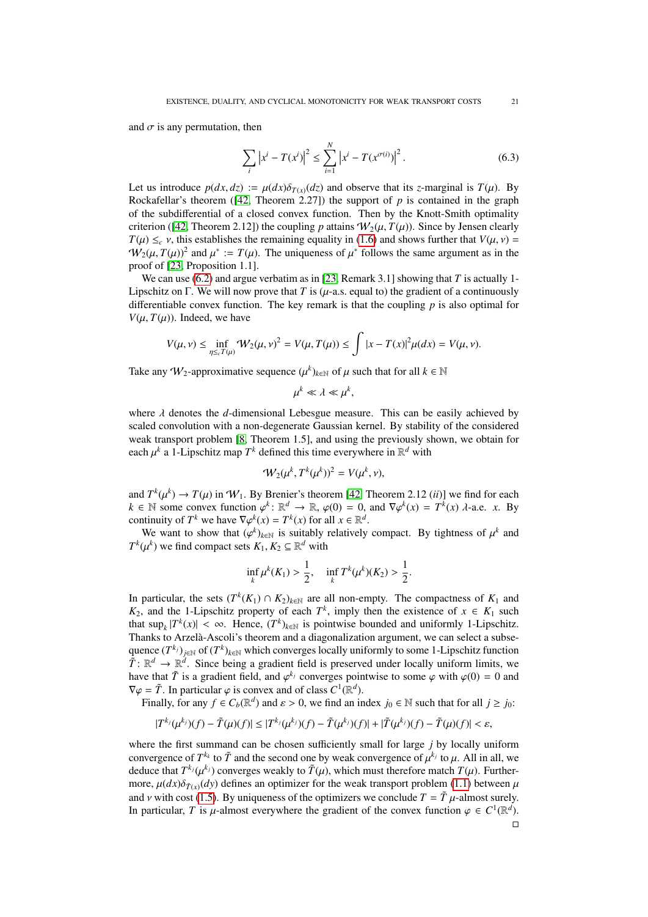and $\sigma$ is any permutation, then

$$\sum_i \left|x^i - T(x^i)\right|^2 \le \sum_{i=1}^N \left|x^i - T(x^{\sigma(i)})\right|^2. \tag{6.3}$$

Let us introduce $p(dx, dz) := \mu(dx)\delta_{T(x)}(dz)$ and observe that its $z$-marginal is $T(\mu)$. By Rockafellar's theorem ([42, Theorem 2.27]) the support of $p$ is contained in the graph of the subdifferential of a closed convex function. Then by the Knott-Smith optimality criterion ([42, Theorem 2.12]) the coupling $p$ attains $\mathcal{W}_2(\mu, T(\mu))$. Since by Jensen clearly $T(\mu) \le_c \nu$, this establishes the remaining equality in (1.6) and shows further that $V(\mu, \nu) = \mathcal{W}_2(\mu, T(\mu))^2$ and $\mu^* := T(\mu)$. The uniqueness of $\mu^*$ follows the same argument as in the proof of [23, Proposition 1.1].

We can use (6.2) and argue verbatim as in [23, Remark 3.1] showing that $T$ is actually 1-Lipschitz on $\Gamma$. We will now prove that $T$ is ($\mu$-a.s. equal to) the gradient of a continuously differentiable convex function. The key remark is that the coupling $p$ is also optimal for $V(\mu, T(\mu))$. Indeed, we have

$$V(\mu, \nu) \le \inf_{\eta \le_c T(\mu)} \mathcal{W}_2(\mu, \nu)^2 = V(\mu, T(\mu)) \le \int |x - T(x)|^2 \mu(dx) = V(\mu, \nu).$$

Take any $\mathcal{W}_2$-approximative sequence $(\mu^k)_{k\in\mathbb{N}}$ of $\mu$ such that for all $k \in \mathbb{N}$

$$\mu^k \ll \lambda \ll \mu^k,$$

where $\lambda$ denotes the $d$-dimensional Lebesgue measure. This can be easily achieved by scaled convolution with a non-degenerate Gaussian kernel. By stability of the considered weak transport problem [8, Theorem 1.5], and using the previously shown, we obtain for each $\mu^k$ a 1-Lipschitz map $T^k$ defined this time everywhere in $\mathbb{R}^d$ with

$$\mathcal{W}_2(\mu^k, T^k(\mu^k))^2 = V(\mu^k, \nu),$$

and $T^k(\mu^k) \to T(\mu)$ in $\mathcal{W}_1$. By Brenier's theorem [42, Theorem 2.12 $(ii)$] we find for each $k \in \mathbb{N}$ some convex function $\varphi^k : \mathbb{R}^d \to \mathbb{R}$, $\varphi(0) = 0$, and $\nabla\varphi^k(x) = T^k(x)$ $\lambda$-a.e. $x$. By continuity of $T^k$ we have $\nabla\varphi^k(x) = T^k(x)$ for all $x \in \mathbb{R}^d$.

We want to show that $(\varphi^k)_{k\in\mathbb{N}}$ is suitably relatively compact. By tightness of $\mu^k$ and $T^k(\mu^k)$ we find compact sets $K_1, K_2 \subseteq \mathbb{R}^d$ with

$$\inf_k \mu^k(K_1) > \frac{1}{2}, \quad \inf_k T^k(\mu^k)(K_2) > \frac{1}{2}.$$

In particular, the sets $(T^k(K_1) \cap K_2)_{k\in\mathbb{N}}$ are all non-empty. The compactness of $K_1$ and $K_2$, and the 1-Lipschitz property of each $T^k$, imply then the existence of $x \in K_1$ such that $\sup_k |T^k(x)| < \infty$. Hence, $(T^k)_{k\in\mathbb{N}}$ is pointwise bounded and uniformly 1-Lipschitz. Thanks to Arzelà-Ascoli's theorem and a diagonalization argument, we can select a subsequence $(T^{k_j})_{j\in\mathbb{N}}$ of $(T^k)_{k\in\mathbb{N}}$ which converges locally uniformly to some 1-Lipschitz function $\tilde{T} : \mathbb{R}^d \to \mathbb{R}^d$. Since being a gradient field is preserved under locally uniform limits, we have that $\tilde{T}$ is a gradient field, and $\varphi^{k_j}$ converges pointwise to some $\varphi$ with $\varphi(0) = 0$ and $\nabla\varphi = \tilde{T}$. In particular $\varphi$ is convex and of class $C^1(\mathbb{R}^d)$.

Finally, for any $f \in C_b(\mathbb{R}^d)$ and $\varepsilon > 0$, we find an index $j_0 \in \mathbb{N}$ such that for all $j \ge j_0$:

$$|T^{k_j}(\mu^{k_j})(f) - \tilde{T}(\mu)(f)| \le |T^{k_j}(\mu^{k_j})(f) - \tilde{T}(\mu^{k_j})(f)| + |\tilde{T}(\mu^{k_j})(f) - \tilde{T}(\mu)(f)| < \varepsilon,$$

where the first summand can be chosen sufficiently small for large $j$ by locally uniform convergence of $T^{k_k}$ to $\tilde{T}$ and the second one by weak convergence of $\mu^{k_j}$ to $\mu$. All in all, we deduce that $T^{k_j}(\mu^{k_j})$ converges weakly to $\tilde{T}(\mu)$, which must therefore match $T(\mu)$. Furthermore, $\mu(dx)\delta_{\tilde{T}(x)}(dy)$ defines an optimizer for the weak transport problem (1.1) between $\mu$ and $\nu$ with cost (1.5). By uniqueness of the optimizers we conclude $T = \tilde{T}$ $\mu$-almost surely. In particular, $T$ is $\mu$-almost everywhere the gradient of the convex function $\varphi \in C^1(\mathbb{R}^d)$.

□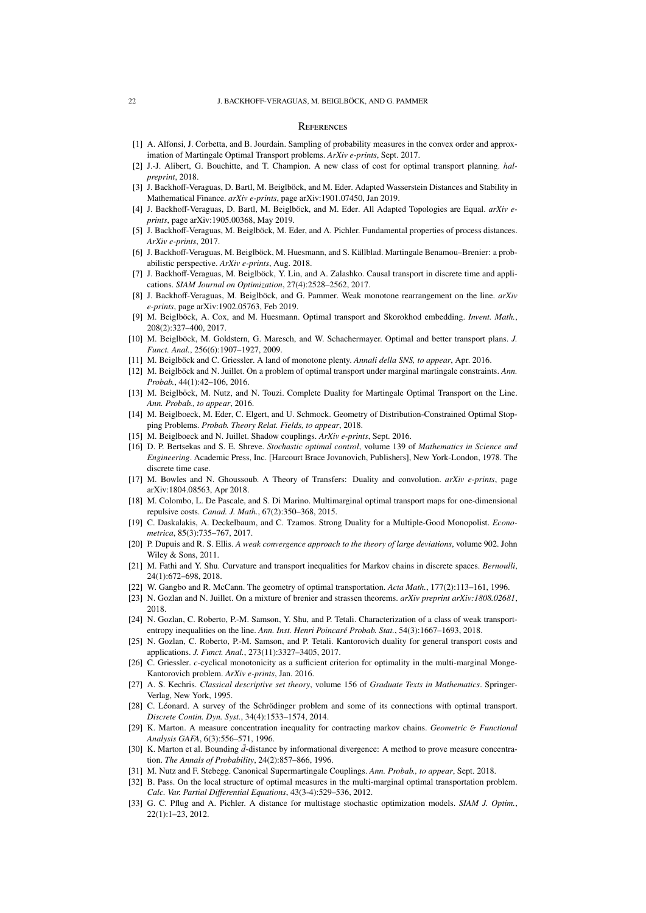## References

[1] A. Alfonsi, J. Corbetta, and B. Jourdain. Sampling of probability measures in the convex order and approximation of Martingale Optimal Transport problems. *ArXiv e-prints*, Sept. 2017.

[2] J.-J. Alibert, G. Bouchitte, and T. Champion. A new class of cost for optimal transport planning. *hal-preprint*, 2018.

[3] J. Backhoff-Veraguas, D. Bartl, M. Beiglböck, and M. Eder. Adapted Wasserstein Distances and Stability in Mathematical Finance. *arXiv e-prints*, page arXiv:1901.07450, Jan 2019.

[4] J. Backhoff-Veraguas, D. Bartl, M. Beiglböck, and M. Eder. All Adapted Topologies are Equal. *arXiv e-prints*, page arXiv:1905.00368, May 2019.

[5] J. Backhoff-Veraguas, M. Beiglböck, M. Eder, and A. Pichler. Fundamental properties of process distances. *ArXiv e-prints*, 2017.

[6] J. Backhoff-Veraguas, M. Beiglböck, M. Huesmann, and S. Källblad. Martingale Benamou–Brenier: a probabilistic perspective. *ArXiv e-prints*, Aug. 2018.

[7] J. Backhoff-Veraguas, M. Beiglböck, Y. Lin, and A. Zalashko. Causal transport in discrete time and applications. *SIAM Journal on Optimization*, 27(4):2528–2562, 2017.

[8] J. Backhoff-Veraguas, M. Beiglböck, and G. Pammer. Weak monotone rearrangement on the line. *arXiv e-prints*, page arXiv:1902.05763, Feb 2019.

[9] M. Beiglböck, A. Cox, and M. Huesmann. Optimal transport and Skorokhod embedding. *Invent. Math.*, 208(2):327–400, 2017.

[10] M. Beiglböck, M. Goldstern, G. Maresch, and W. Schachermayer. Optimal and better transport plans. *J. Funct. Anal.*, 256(6):1907–1927, 2009.

[11] M. Beiglböck and C. Griessler. A land of monotone plenty. *Annali della SNS, to appear*, Apr. 2016.

[12] M. Beiglböck and N. Juillet. On a problem of optimal transport under marginal martingale constraints. *Ann. Probab.*, 44(1):42–106, 2016.

[13] M. Beiglböck, M. Nutz, and N. Touzi. Complete Duality for Martingale Optimal Transport on the Line. *Ann. Probab., to appear*, 2016.

[14] M. Beiglboeck, M. Eder, C. Elgert, and U. Schmock. Geometry of Distribution-Constrained Optimal Stopping Problems. *Probab. Theory Relat. Fields, to appear*, 2018.

[15] M. Beiglboeck and N. Juillet. Shadow couplings. *ArXiv e-prints*, Sept. 2016.

[16] D. P. Bertsekas and S. E. Shreve. *Stochastic optimal control*, volume 139 of *Mathematics in Science and Engineering*. Academic Press, Inc. [Harcourt Brace Jovanovich, Publishers], New York-London, 1978. The discrete time case.

[17] M. Bowles and N. Ghoussoub. A Theory of Transfers: Duality and convolution. *arXiv e-prints*, page arXiv:1804.08563, Apr 2018.

[18] M. Colombo, L. De Pascale, and S. Di Marino. Multimarginal optimal transport maps for one-dimensional repulsive costs. *Canad. J. Math.*, 67(2):350–368, 2015.

[19] C. Daskalakis, A. Deckelbaum, and C. Tzamos. Strong Duality for a Multiple-Good Monopolist. *Econometrica*, 85(3):735–767, 2017.

[20] P. Dupuis and R. S. Ellis. *A weak convergence approach to the theory of large deviations*, volume 902. John Wiley & Sons, 2011.

[21] M. Fathi and Y. Shu. Curvature and transport inequalities for Markov chains in discrete spaces. *Bernoulli*, 24(1):672–698, 2018.

[22] W. Gangbo and R. McCann. The geometry of optimal transportation. *Acta Math.*, 177(2):113–161, 1996.

[23] N. Gozlan and N. Juillet. On a mixture of brenier and strassen theorems. *arXiv preprint arXiv:1808.02681*, 2018.

[24] N. Gozlan, C. Roberto, P.-M. Samson, Y. Shu, and P. Tetali. Characterization of a class of weak transport-entropy inequalities on the line. *Ann. Inst. Henri Poincaré Probab. Stat.*, 54(3):1667–1693, 2018.

[25] N. Gozlan, C. Roberto, P.-M. Samson, and P. Tetali. Kantorovich duality for general transport costs and applications. *J. Funct. Anal.*, 273(11):3327–3405, 2017.

[26] C. Griessler. $c$-cyclical monotonicity as a sufficient criterion for optimality in the multi-marginal Monge-Kantorovich problem. *ArXiv e-prints*, Jan. 2016.

[27] A. S. Kechris. *Classical descriptive set theory*, volume 156 of *Graduate Texts in Mathematics*. Springer-Verlag, New York, 1995.

[28] C. Léonard. A survey of the Schrödinger problem and some of its connections with optimal transport. *Discrete Contin. Dyn. Syst.*, 34(4):1533–1574, 2014.

[29] K. Marton. A measure concentration inequality for contracting markov chains. *Geometric & Functional Analysis GAFA*, 6(3):556–571, 1996.

[30] K. Marton et al. Bounding $\bar{d}$-distance by informational divergence: A method to prove measure concentration. *The Annals of Probability*, 24(2):857–866, 1996.

[31] M. Nutz and F. Stebegg. Canonical Supermartingale Couplings. *Ann. Probab., to appear*, Sept. 2018.

[32] B. Pass. On the local structure of optimal measures in the multi-marginal optimal transportation problem. *Calc. Var. Partial Differential Equations*, 43(3-4):529–536, 2012.

[33] G. C. Pflug and A. Pichler. A distance for multistage stochastic optimization models. *SIAM J. Optim.*, 22(1):1–23, 2012.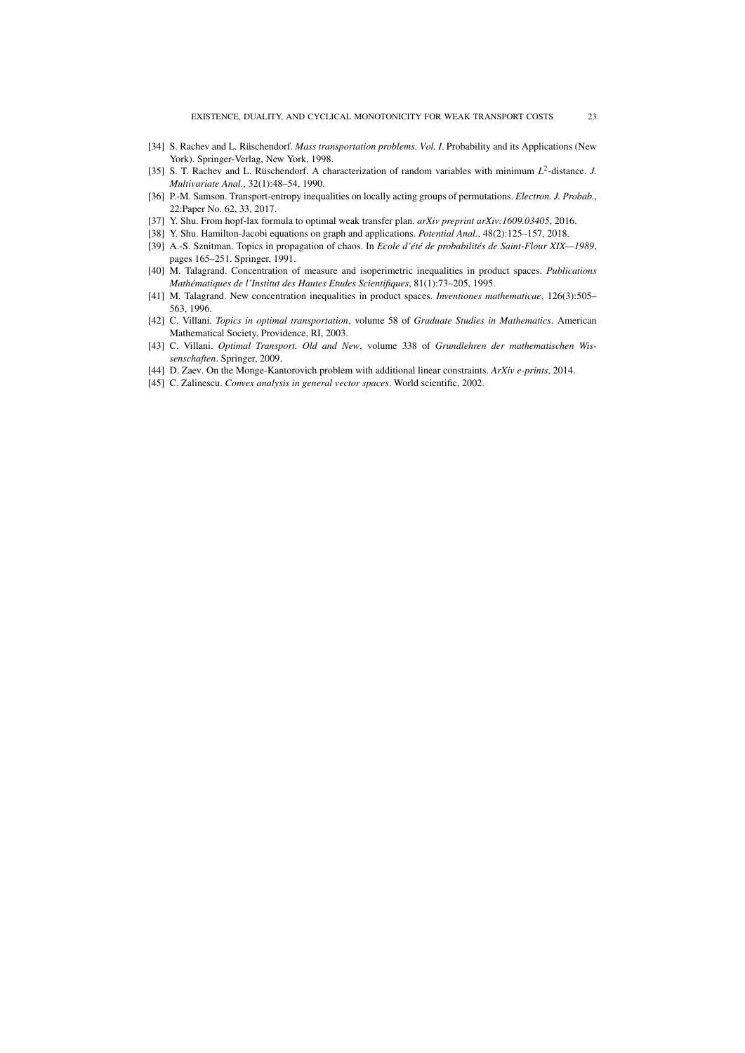[34] S. Rachev and L. Rüschendorf. *Mass transportation problems. Vol. I*. Probability and its Applications (New York). Springer-Verlag, New York, 1998.

[35] S. T. Rachev and L. Rüschendorf. A characterization of random variables with minimum $L^2$-distance. *J. Multivariate Anal.*, 32(1):48–54, 1990.

[36] P.-M. Samson. Transport-entropy inequalities on locally acting groups of permutations. *Electron. J. Probab.*, 22:Paper No. 62, 33, 2017.

[37] Y. Shu. From hopf-lax formula to optimal weak transfer plan. *arXiv preprint arXiv:1609.03405*, 2016.

[38] Y. Shu. Hamilton-Jacobi equations on graph and applications. *Potential Anal.*, 48(2):125–157, 2018.

[39] A.-S. Sznitman. Topics in propagation of chaos. In *Ecole d'été de probabilités de Saint-Flour XIX—1989*, pages 165–251. Springer, 1991.

[40] M. Talagrand. Concentration of measure and isoperimetric inequalities in product spaces. *Publications Mathématiques de l'Institut des Hautes Etudes Scientifiques*, 81(1):73–205, 1995.

[41] M. Talagrand. New concentration inequalities in product spaces. *Inventiones mathematicae*, 126(3):505–563, 1996.

[42] C. Villani. *Topics in optimal transportation*, volume 58 of *Graduate Studies in Mathematics*. American Mathematical Society, Providence, RI, 2003.

[43] C. Villani. *Optimal Transport. Old and New*, volume 338 of *Grundlehren der mathematischen Wissenschaften*. Springer, 2009.

[44] D. Zaev. On the Monge-Kantorovich problem with additional linear constraints. *ArXiv e-prints*, 2014.

[45] C. Zalinescu. *Convex analysis in general vector spaces*. World scientific, 2002.